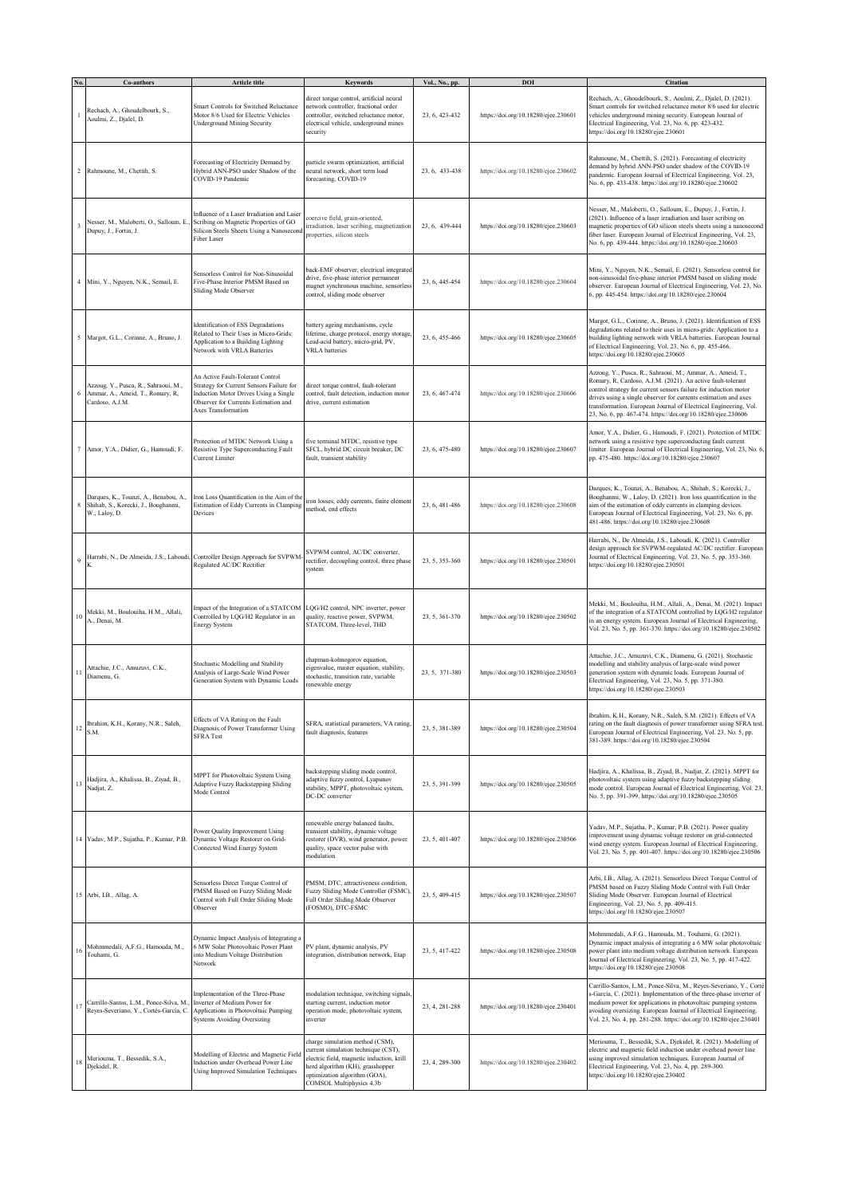| No. | Co-authors | Article title | Keywords | Vol., No., pp. | DOI | Citation |
|---|---|---|---|---|---|---|
| 1 | Rechach, A., Ghoudelbourk, S., Aoulmi, Z., Djalel, D. | Smart Controls for Switched Reluctance Motor 8/6 Used for Electric Vehicles Underground Mining Security | direct torque control, artificial neural network controller, fractional order controller, switched reluctance motor, electrical vehicle, underground mines security | 23, 6, 423-432 | https://doi.org/10.18280/ejee.230601 | Rechach, A., Ghoudelbourk, S., Aoulmi, Z., Djalel, D. (2021). Smart controls for switched reluctance motor 8/6 used for electric vehicles underground mining security. European Journal of Electrical Engineering, Vol. 23, No. 6, pp. 423-432. https://doi.org/10.18280/ejee.230601 |
| 2 | Rahmoune, M., Chettih, S. | Forecasting of Electricity Demand by Hybrid ANN-PSO under Shadow of the COVID-19 Pandemic | particle swarm optimization, artificial neural network, short term load forecasting, COVID-19 | 23, 6, 433-438 | https://doi.org/10.18280/ejee.230602 | Rahmoune, M., Chettih, S. (2021). Forecasting of electricity demand by hybrid ANN-PSO under shadow of the COVID-19 pandemic. European Journal of Electrical Engineering, Vol. 23, No. 6, pp. 433-438. https://doi.org/10.18280/ejee.230602 |
| 3 | Nesser, M., Maloberti, O., Salloum, E., Dupuy, J., Fortin, J. | Influence of a Laser Irradiation and Laser Scribing on Magnetic Properties of GO Silicon Steels Sheets Using a Nanosecond Fiber Laser | coercive field, grain-oriented, irradiation, laser scribing, magnetization properties, silicon steels | 23, 6, 439-444 | https://doi.org/10.18280/ejee.230603 | Nesser, M., Maloberti, O., Salloum, E., Dupuy, J., Fortin, J. (2021). Influence of a laser irradiation and laser scribing on magnetic properties of GO silicon steels sheets using a nanosecond fiber laser. European Journal of Electrical Engineering, Vol. 23, No. 6, pp. 439-444. https://doi.org/10.18280/ejee.230603 |
| 4 | Mini, Y., Nguyen, N.K., Semail, E. | Sensorless Control for Non-Sinusoidal Five-Phase Interior PMSM Based on Sliding Mode Observer | back-EMF observer, electrical integrated drive, five-phase interior permanent magnet synchronous machine, sensorless control, sliding mode observer | 23, 6, 445-454 | https://doi.org/10.18280/ejee.230604 | Mini, Y., Nguyen, N.K., Semail, E. (2021). Sensorless control for non-sinusoidal five-phase interior PMSM based on sliding mode observer. European Journal of Electrical Engineering, Vol. 23, No. 6, pp. 445-454. https://doi.org/10.18280/ejee.230604 |
| 5 | Margot, G.L., Corinne, A., Bruno, J. | Identification of ESS Degradations Related to Their Uses in Micro-Grids: Application to a Building Lighting Network with VRLA Batteries | battery ageing mechanisms, cycle lifetime, charge protocol, energy storage, Lead-acid battery, micro-grid, PV, VRLA batteries | 23, 6, 455-466 | https://doi.org/10.18280/ejee.230605 | Margot, G.L., Corinne, A., Bruno, J. (2021). Identification of ESS degradations related to their uses in micro-grids: Application to a building lighting network with VRLA batteries. European Journal of Electrical Engineering, Vol. 23, No. 6, pp. 455-466. https://doi.org/10.18280/ejee.230605 |
| 6 | Azzoug, Y., Pusca, R., Sahraoui, M., Ammar, A., Ameid, T., Romary, R, Cardoso, A.J.M. | An Active Fault-Tolerant Control Strategy for Current Sensors Failure for Induction Motor Drives Using a Single Observer for Currents Estimation and Axes Transformation | direct torque control, fault-tolerant control, fault detection, induction motor drive, current estimation | 23, 6, 467-474 | https://doi.org/10.18280/ejee.230606 | Azzoug, Y., Pusca, R., Sahraoui, M., Ammar, A., Ameid, T., Romary, R, Cardoso, A.J.M. (2021). An active fault-tolerant control strategy for current sensors failure for induction motor drives using a single observer for currents estimation and axes transformation. European Journal of Electrical Engineering, Vol. 23, No. 6, pp. 467-474. https://doi.org/10.18280/ejee.230606 |
| 7 | Amor, Y.A., Didier, G., Hamoudi, F. | Protection of MTDC Network Using a Resistive Type Superconducting Fault Current Limiter | five terminal MTDC, resistive type SFCL, hybrid DC circuit breaker, DC fault, transient stability | 23, 6, 475-480 | https://doi.org/10.18280/ejee.230607 | Amor, Y.A., Didier, G., Hamoudi, F. (2021). Protection of MTDC network using a resistive type superconducting fault current limiter. European Journal of Electrical Engineering, Vol. 23, No. 6, pp. 475-480. https://doi.org/10.18280/ejee.230607 |
| 8 | Darques, K., Tounzi, A., Benabou, A., Shihab, S., Korecki, J., Boughanmi, W., Laloy, D. | Iron Loss Quantification in the Aim of the Estimation of Eddy Currents in Clamping Devices | iron losses, eddy currents, finite element method, end effects | 23, 6, 481-486 | https://doi.org/10.18280/ejee.230608 | Darques, K., Tounzi, A., Benabou, A., Shihab, S., Korecki, J., Boughanmi, W., Laloy, D. (2021). Iron loss quantification in the aim of the estimation of eddy currents in clamping devices. European Journal of Electrical Engineering, Vol. 23, No. 6, pp. 481-486. https://doi.org/10.18280/ejee.230608 |
| 9 | Harrabi, N., De Almeida, J.S., Laboudi, K. | Controller Design Approach for SVPWM-Regulated AC/DC Rectifier | SVPWM control, AC/DC converter, rectifier, decoupling control, three phase system | 23, 5, 353-360 | https://doi.org/10.18280/ejee.230501 | Harrabi, N., De Almeida, J.S., Laboudi, K. (2021). Controller design approach for SVPWM-regulated AC/DC rectifier. European Journal of Electrical Engineering, Vol. 23, No. 5, pp. 353-360. https://doi.org/10.18280/ejee.230501 |
| 10 | Mekki, M., Boulouiha, H.M., Allali, A., Denai, M. | Impact of the Integration of a STATCOM Controlled by LQG/H2 Regulator in an Energy System | LQG/H2 control, NPC inverter, power quality, reactive power, SVPWM, STATCOM, Three-level, THD | 23, 5, 361-370 | https://doi.org/10.18280/ejee.230502 | Mekki, M., Boulouiha, H.M., Allali, A., Denai, M. (2021). Impact of the integration of a STATCOM controlled by LQG/H2 regulator in an energy system. European Journal of Electrical Engineering, Vol. 23, No. 5, pp. 361-370. https://doi.org/10.18280/ejee.230502 |
| 11 | Attachie, J.C., Amuzuvi, C.K., Diamenu, G. | Stochastic Modelling and Stability Analysis of Large-Scale Wind Power Generation System with Dynamic Loads | chapman-kolmogorov equation, eigenvalue, master equation, stability, stochastic, transition rate, variable renewable energy | 23, 5, 371-380 | https://doi.org/10.18280/ejee.230503 | Attachie, J.C., Amuzuvi, C.K., Diamenu, G. (2021). Stochastic modelling and stability analysis of large-scale wind power generation system with dynamic loads. European Journal of Electrical Engineering, Vol. 23, No. 5, pp. 371-380. https://doi.org/10.18280/ejee.230503 |
| 12 | Ibrahim, K.H., Korany, N.R., Saleh, S.M. | Effects of VA Rating on the Fault Diagnosis of Power Transformer Using SFRA Test | SFRA, statistical parameters, VA rating, fault diagnosis, features | 23, 5, 381-389 | https://doi.org/10.18280/ejee.230504 | Ibrahim, K.H., Korany, N.R., Saleh, S.M. (2021). Effects of VA rating on the fault diagnosis of power transformer using SFRA test. European Journal of Electrical Engineering, Vol. 23, No. 5, pp. 381-389. https://doi.org/10.18280/ejee.230504 |
| 13 | Hadjira, A., Khalissa, B., Ziyad, B., Nadjat, Z. | MPPT for Photovoltaic System Using Adaptive Fuzzy Backstepping Sliding Mode Control | backstepping sliding mode control, adaptive fuzzy control, Lyapunov stability, MPPT, photovoltaic system, DC-DC converter | 23, 5, 391-399 | https://doi.org/10.18280/ejee.230505 | Hadjira, A., Khalissa, B., Ziyad, B., Nadjat, Z. (2021). MPPT for photovoltaic system using adaptive fuzzy backstepping sliding mode control. European Journal of Electrical Engineering, Vol. 23, No. 5, pp. 391-399. https://doi.org/10.18280/ejee.230505 |
| 14 | Yadav, M.P., Sujatha, P., Kumar, P.B. | Power Quality Improvement Using Dynamic Voltage Restorer on Grid-Connected Wind Energy System | renewable energy balanced faults, transient stability, dynamic voltage restorer (DVR), wind generator, power quality, space vector pulse with modulation | 23, 5, 401-407 | https://doi.org/10.18280/ejee.230506 | Yadav, M.P., Sujatha, P., Kumar, P.B. (2021). Power quality improvement using dynamic voltage restorer on grid-connected wind energy system. European Journal of Electrical Engineering, Vol. 23, No. 5, pp. 401-407. https://doi.org/10.18280/ejee.230506 |
| 15 | Arbi, I.B., Allag, A. | Sensorless Direct Torque Control of PMSM Based on Fuzzy Sliding Mode Control with Full Order Sliding Mode Observer | PMSM, DTC, attractiveness condition, Fuzzy Sliding Mode Controller (FSMC), Full Order Sliding Mode Observer (FOSMO), DTC-FSMC | 23, 5, 409-415 | https://doi.org/10.18280/ejee.230507 | Arbi, I.B., Allag, A. (2021). Sensorless Direct Torque Control of PMSM based on Fuzzy Sliding Mode Control with Full Order Sliding Mode Observer. European Journal of Electrical Engineering, Vol. 23, No. 5, pp. 409-415. https://doi.org/10.18280/ejee.230507 |
| 16 | Mohmmedali, A.F.G., Hamouda, M., Touhami, G. | Dynamic Impact Analysis of Integrating a 6 MW Solar Photovoltaic Power Plant into Medium Voltage Distribution Network | PV plant, dynamic analysis, PV integration, distribution network, Etap | 23, 5, 417-422 | https://doi.org/10.18280/ejee.230508 | Mohmmedali, A.F.G., Hamouda, M., Touhami, G. (2021). Dynamic impact analysis of integrating a 6 MW solar photovoltaic power plant into medium voltage distribution network. European Journal of Electrical Engineering, Vol. 23, No. 5, pp. 417-422. https://doi.org/10.18280/ejee.230508 |
| 17 | Carrillo-Santos, L.M., Ponce-Silva, M., Reyes-Severiano, Y., Cortés-García, C. | Implementation of the Three-Phase Inverter of Medium Power for Applications in Photovoltaic Pumping Systems Avoiding Oversizing | modulation technique, switching signals, starting current, induction motor operation mode, photovoltaic system, inverter | 23, 4, 281-288 | https://doi.org/10.18280/ejee.230401 | Carrillo-Santos, L.M., Ponce-Silva, M., Reyes-Severiano, Y., Corté s-García, C. (2021). Implementation of the three-phase inverter of medium power for applications in photovoltaic pumping systems avoiding oversizing. European Journal of Electrical Engineering, Vol. 23, No. 4, pp. 281-288. https://doi.org/10.18280/ejee.230401 |
| 18 | Meriouma, T., Bessedik, S.A., Djekidel, R. | Modelling of Electric and Magnetic Field Induction under Overhead Power Line Using Improved Simulation Techniques | charge simulation method (CSM), current simulation technique (CST), electric field, magnetic induction, krill herd algorithm (KH), grasshopper optimization algorithm (GOA), COMSOL Multiphysics 4.3b | 23, 4, 289-300 | https://doi.org/10.18280/ejee.230402 | Meriouma, T., Bessedik, S.A., Djekidel, R. (2021). Modelling of electric and magnetic field induction under overhead power line using improved simulation techniques. European Journal of Electrical Engineering, Vol. 23, No. 4, pp. 289-300. https://doi.org/10.18280/ejee.230402 |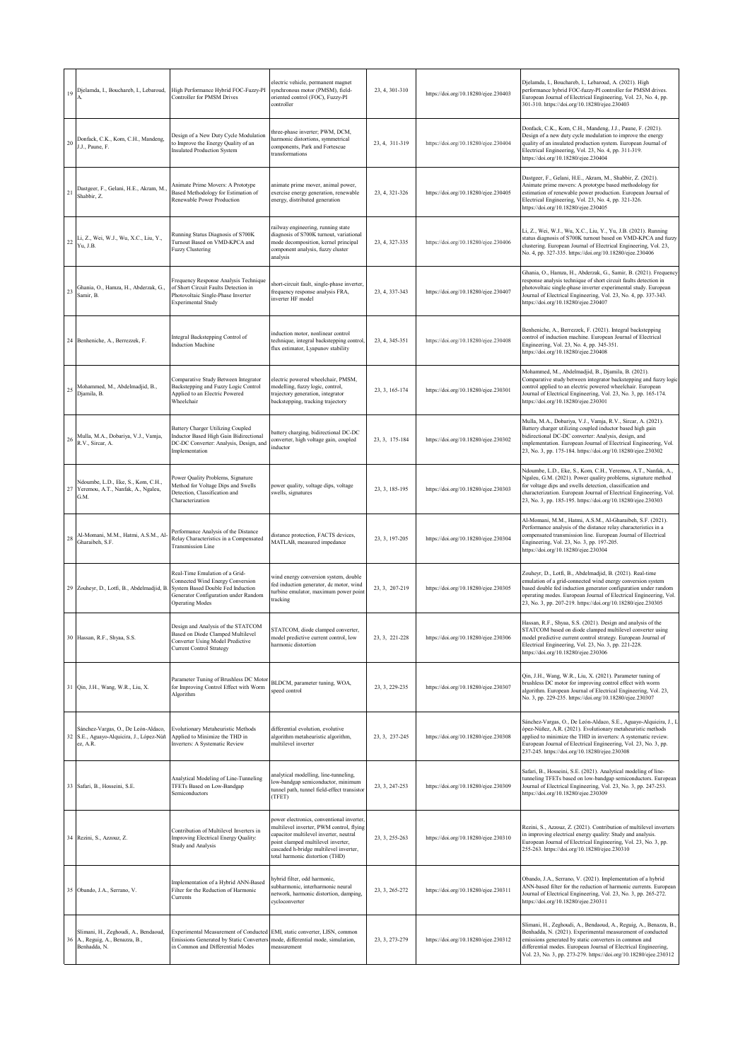| | | | | | | |
|---|---|---|---|---|---|---|
| 19 | Djelamda, I., Bouchareb, I., Lebaroud, A. | High Performance Hybrid FOC-Fuzzy-PI Controller for PMSM Drives | electric vehicle, permanent magnet synchronous motor (PMSM), field-oriented control (FOC), Fuzzy-PI controller | 23, 4, 301-310 | https://doi.org/10.18280/ejee.230403 | Djelamda, I., Bouchareb, I., Lebaroud, A. (2021). High performance hybrid FOC-fuzzy-PI controller for PMSM drives. European Journal of Electrical Engineering, Vol. 23, No. 4, pp. 301-310. https://doi.org/10.18280/ejee.230403 |
| 20 | Donfack, C.K., Kom, C.H., Mandeng, J.J., Paune, F. | Design of a New Duty Cycle Modulation to Improve the Energy Quality of an Insulated Production System | three-phase inverter; PWM, DCM, harmonic distortions, symmetrical components, Park and Fortescue transformations | 23, 4, 311-319 | https://doi.org/10.18280/ejee.230404 | Donfack, C.K., Kom, C.H., Mandeng, J.J., Paune, F. (2021). Design of a new duty cycle modulation to improve the energy quality of an insulated production system. European Journal of Electrical Engineering, Vol. 23, No. 4, pp. 311-319. https://doi.org/10.18280/ejee.230404 |
| 21 | Dastgeer, F., Gelani, H.E., Akram, M., Shabbir, Z. | Animate Prime Movers: A Prototype Based Methodology for Estimation of Renewable Power Production | animate prime mover, animal power, exercise energy generation, renewable energy, distributed generation | 23, 4, 321-326 | https://doi.org/10.18280/ejee.230405 | Dastgeer, F., Gelani, H.E., Akram, M., Shabbir, Z. (2021). Animate prime movers: A prototype based methodology for estimation of renewable power production. European Journal of Electrical Engineering, Vol. 23, No. 4, pp. 321-326. https://doi.org/10.18280/ejee.230405 |
| 22 | Li, Z., Wei, W.J., Wu, X.C., Liu, Y., Yu, J.B. | Running Status Diagnosis of S700K Turnout Based on VMD-KPCA and Fuzzy Clustering | railway engineering, running state diagnosis of S700K turnout, variational mode decomposition, kernel principal component analysis, fuzzy cluster analysis | 23, 4, 327-335 | https://doi.org/10.18280/ejee.230406 | Li, Z., Wei, W.J., Wu, X.C., Liu, Y., Yu, J.B. (2021). Running status diagnosis of S700K turnout based on VMD-KPCA and fuzzy clustering. European Journal of Electrical Engineering, Vol. 23, No. 4, pp. 327-335. https://doi.org/10.18280/ejee.230406 |
| 23 | Ghania, O., Hamza, H., Abderzak, G., Samir, B. | Frequency Response Analysis Technique of Short Circuit Faults Detection in Photovoltaic Single-Phase Inverter Experimental Study | short-circuit fault, single-phase inverter, frequency response analysis FRA, inverter HF model | 23, 4, 337-343 | https://doi.org/10.18280/ejee.230407 | Ghania, O., Hamza, H., Abderzak, G., Samir, B. (2021). Frequency response analysis technique of short circuit faults detection in photovoltaic single-phase inverter experimental study. European Journal of Electrical Engineering, Vol. 23, No. 4, pp. 337-343. https://doi.org/10.18280/ejee.230407 |
| 24 | Benheniche, A., Berrezzek, F. | Integral Backstepping Control of Induction Machine | induction motor, nonlinear control technique, integral backstepping control, flux estimator, Lyapunov stability | 23, 4, 345-351 | https://doi.org/10.18280/ejee.230408 | Benheniche, A., Berrezzek, F. (2021). Integral backstepping control of induction machine. European Journal of Electrical Engineering, Vol. 23, No. 4, pp. 345-351. https://doi.org/10.18280/ejee.230408 |
| 25 | Mohammed, M., Abdelmadjid, B., Djamila, B. | Comparative Study Between Integrator Backstepping and Fuzzy Logic Control Applied to an Electric Powered Wheelchair | electric powered wheelchair, PMSM, modelling, fuzzy logic, control, trajectory generation, integrator backstepping, tracking trajectory | 23, 3, 165-174 | https://doi.org/10.18280/ejee.230301 | Mohammed, M., Abdelmadjid, B., Djamila, B. (2021). Comparative study between integrator backstepping and fuzzy logic control applied to an electric powered wheelchair. European Journal of Electrical Engineering, Vol. 23, No. 3, pp. 165-174. https://doi.org/10.18280/ejee.230301 |
| 26 | Mulla, M.A., Dobariya, V.J., Vamja, R.V., Sircar, A. | Battery Charger Utilizing Coupled Inductor Based High Gain Bidirectional DC-DC Converter: Analysis, Design, and Implementation | battery charging, bidirectional DC-DC converter, high voltage gain, coupled inductor | 23, 3, 175-184 | https://doi.org/10.18280/ejee.230302 | Mulla, M.A., Dobariya, V.J., Vamja, R.V., Sircar, A. (2021). Battery charger utilizing coupled inductor based high gain bidirectional DC-DC converter: Analysis, design, and implementation. European Journal of Electrical Engineering, Vol. 23, No. 3, pp. 175-184. https://doi.org/10.18280/ejee.230302 |
| 27 | Ndoumbe, L.D., Eke, S., Kom, C.H., Yeremou, A.T., Nanfak, A., Ngaleu, G.M. | Power Quality Problems, Signature Method for Voltage Dips and Swells Detection, Classification and Characterization | power quality, voltage dips, voltage swells, signatures | 23, 3, 185-195 | https://doi.org/10.18280/ejee.230303 | Ndoumbe, L.D., Eke, S., Kom, C.H., Yeremou, A.T., Nanfak, A., Ngaleu, G.M. (2021). Power quality problems, signature method for voltage dips and swells detection, classification and characterization. European Journal of Electrical Engineering, Vol. 23, No. 3, pp. 185-195. https://doi.org/10.18280/ejee.230303 |
| 28 | Al-Momani, M.M., Hatmi, A.S.M., Al-Gharaibeh, S.F. | Performance Analysis of the Distance Relay Characteristics in a Compensated Transmission Line | distance protection, FACTS devices, MATLAB, measured impedance | 23, 3, 197-205 | https://doi.org/10.18280/ejee.230304 | Al-Momani, M.M., Hatmi, A.S.M., Al-Gharaibeh, S.F. (2021). Performance analysis of the distance relay characteristics in a compensated transmission line. European Journal of Electrical Engineering, Vol. 23, No. 3, pp. 197-205. https://doi.org/10.18280/ejee.230304 |
| 29 | Zouheyr, D., Lotfi, B., Abdelmadjid, B. | Real-Time Emulation of a Grid-Connected Wind Energy Conversion System Based Double Fed Induction Generator Configuration under Random Operating Modes | wind energy conversion system, double fed induction generator, dc motor, wind turbine emulator, maximum power point tracking | 23, 3, 207-219 | https://doi.org/10.18280/ejee.230305 | Zouheyr, D., Lotfi, B., Abdelmadjid, B. (2021). Real-time emulation of a grid-connected wind energy conversion system based double fed induction generator configuration under random operating modes. European Journal of Electrical Engineering, Vol. 23, No. 3, pp. 207-219. https://doi.org/10.18280/ejee.230305 |
| 30 | Hassan, R.F., Shyaa, S.S. | Design and Analysis of the STATCOM Based on Diode Clamped Multilevel Converter Using Model Predictive Current Control Strategy | STATCOM, diode clamped converter, model predictive current control, low harmonic distortion | 23, 3, 221-228 | https://doi.org/10.18280/ejee.230306 | Hassan, R.F., Shyaa, S.S. (2021). Design and analysis of the STATCOM based on diode clamped multilevel converter using model predictive current control strategy. European Journal of Electrical Engineering, Vol. 23, No. 3, pp. 221-228. https://doi.org/10.18280/ejee.230306 |
| 31 | Qin, J.H., Wang, W.R., Liu, X. | Parameter Tuning of Brushless DC Motor for Improving Control Effect with Worm Algorithm | BLDCM, parameter tuning, WOA, speed control | 23, 3, 229-235 | https://doi.org/10.18280/ejee.230307 | Qin, J.H., Wang, W.R., Liu, X. (2021). Parameter tuning of brushless DC motor for improving control effect with worm algorithm. European Journal of Electrical Engineering, Vol. 23, No. 3, pp. 229-235. https://doi.org/10.18280/ejee.230307 |
| 32 | Sánchez-Vargas, O., De León-Aldaco, S.E., Aguayo-Alquicira, J., López-Núñez, A.R. | Evolutionary Metaheuristic Methods Applied to Minimize the THD in Inverters: A Systematic Review | differential evolution, evolutive algorithm metaheuristic algorithm, multilevel inverter | 23, 3, 237-245 | https://doi.org/10.18280/ejee.230308 | Sánchez-Vargas, O., De León-Aldaco, S.E., Aguayo-Alquicira, J., López-Núñez, A.R. (2021). Evolutionary metaheuristic methods applied to minimize the THD in inverters: A systematic review. European Journal of Electrical Engineering, Vol. 23, No. 3, pp. 237-245. https://doi.org/10.18280/ejee.230308 |
| 33 | Safari, B., Hosseini, S.E. | Analytical Modeling of Line-Tunneling TFETs Based on Low-Bandgap Semiconductors | analytical modelling, line-tunneling, low-bandgap semiconductor, minimum tunnel path, tunnel field-effect transistor (TFET) | 23, 3, 247-253 | https://doi.org/10.18280/ejee.230309 | Safari, B., Hosseini, S.E. (2021). Analytical modeling of line-tunneling TFETs based on low-bandgap semiconductors. European Journal of Electrical Engineering, Vol. 23, No. 3, pp. 247-253. https://doi.org/10.18280/ejee.230309 |
| 34 | Rezini, S., Azzouz, Z. | Contribution of Multilevel Inverters in Improving Electrical Energy Quality: Study and Analysis | power electronics, conventional inverter, multilevel inverter, PWM control, flying capacitor multilevel inverter, neutral point clamped multilevel inverter, cascaded h-bridge multilevel inverter, total harmonic distortion (THD) | 23, 3, 255-263 | https://doi.org/10.18280/ejee.230310 | Rezini, S., Azzouz, Z. (2021). Contribution of multilevel inverters in improving electrical energy quality: Study and analysis. European Journal of Electrical Engineering, Vol. 23, No. 3, pp. 255-263. https://doi.org/10.18280/ejee.230310 |
| 35 | Obando, J.A., Serrano, V. | Implementation of a Hybrid ANN-Based Filter for the Reduction of Harmonic Currents | hybrid filter, odd harmonic, subharmonic, interharmonic neural network, harmonic distortion, damping, cycloconverter | 23, 3, 265-272 | https://doi.org/10.18280/ejee.230311 | Obando, J.A., Serrano, V. (2021). Implementation of a hybrid ANN-based filter for the reduction of harmonic currents. European Journal of Electrical Engineering, Vol. 23, No. 3, pp. 265-272. https://doi.org/10.18280/ejee.230311 |
| 36 | Slimani, H., Zeghoudi, A., Bendaoud, A., Reguig, A., Benazza, B., Benhadda, N. | Experimental Measurement of Conducted Emissions Generated by Static Converters in Common and Differential Modes | EMI, static converter, LISN, common mode, differential mode, simulation, measurement | 23, 3, 273-279 | https://doi.org/10.18280/ejee.230312 | Slimani, H., Zeghoudi, A., Bendaoud, A., Reguig, A., Benazza, B., Benhadda, N. (2021). Experimental measurement of conducted emissions generated by static converters in common and differential modes. European Journal of Electrical Engineering, Vol. 23, No. 3, pp. 273-279. https://doi.org/10.18280/ejee.230312 |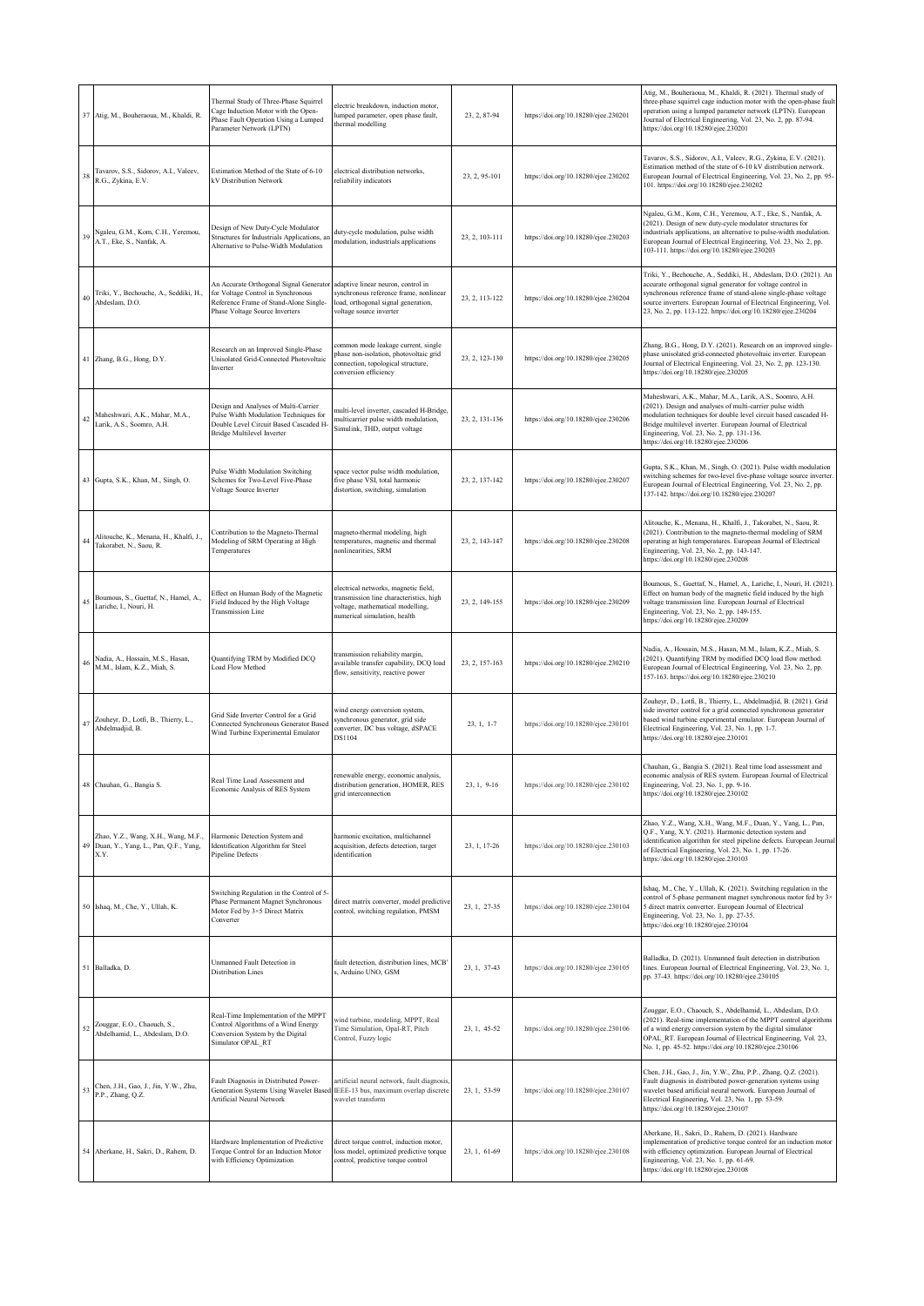| | | | | | | |
|---|---|---|---|---|---|---|
| 37 | Atig, M., Bouheraoua, M., Khaldi, R. | Thermal Study of Three-Phase Squirrel Cage Induction Motor with the Open-Phase Fault Operation Using a Lumped Parameter Network (LPTN) | electric breakdown, induction motor, lumped parameter, open phase fault, thermal modelling | 23, 2, 87-94 | https://doi.org/10.18280/ejee.230201 | Atig, M., Bouheraoua, M., Khaldi, R. (2021). Thermal study of three-phase squirrel cage induction motor with the open-phase fault operation using a lumped parameter network (LPTN). European Journal of Electrical Engineering, Vol. 23, No. 2, pp. 87-94. https://doi.org/10.18280/ejee.230201 |
| 38 | Tavarov, S.S., Sidorov, A.I., Valeev, R.G., Zykina, E.V. | Estimation Method of the State of 6-10 kV Distribution Network | electrical distribution networks, reliability indicators | 23, 2, 95-101 | https://doi.org/10.18280/ejee.230202 | Tavarov, S.S., Sidorov, A.I., Valeev, R.G., Zykina, E.V. (2021). Estimation method of the state of 6-10 kV distribution network. European Journal of Electrical Engineering, Vol. 23, No. 2, pp. 95-101. https://doi.org/10.18280/ejee.230202 |
| 39 | Ngaleu, G.M., Kom, C.H., Yeremou, A.T., Eke, S., Nanfak, A. | Design of New Duty-Cycle Modulator Structures for Industrials Applications, an Alternative to Pulse-Width Modulation | duty-cycle modulation, pulse width modulation, industrials applications | 23, 2, 103-111 | https://doi.org/10.18280/ejee.230203 | Ngaleu, G.M., Kom, C.H., Yeremou, A.T., Eke, S., Nanfak, A. (2021). Design of new duty-cycle modulator structures for industrials applications, an alternative to pulse-width modulation. European Journal of Electrical Engineering, Vol. 23, No. 2, pp. 103-111. https://doi.org/10.18280/ejee.230203 |
| 40 | Triki, Y., Bechouche, A., Seddiki, H., Abdeslam, D.O. | An Accurate Orthogonal Signal Generator for Voltage Control in Synchronous Reference Frame of Stand-Alone Single-Phase Voltage Source Inverters | adaptive linear neuron, control in synchronous reference frame, nonlinear load, orthogonal signal generation, voltage source inverter | 23, 2, 113-122 | https://doi.org/10.18280/ejee.230204 | Triki, Y., Bechouche, A., Seddiki, H., Abdeslam, D.O. (2021). An accurate orthogonal signal generator for voltage control in synchronous reference frame of stand-alone single-phase voltage source inverters. European Journal of Electrical Engineering, Vol. 23, No. 2, pp. 113-122. https://doi.org/10.18280/ejee.230204 |
| 41 | Zhang, B.G., Hong, D.Y. | Research on an Improved Single-Phase Unisolated Grid-Connected Photovoltaic Inverter | common mode leakage current, single phase non-isolation, photovoltaic grid connection, topological structure, conversion efficiency | 23, 2, 123-130 | https://doi.org/10.18280/ejee.230205 | Zhang, B.G., Hong, D.Y. (2021). Research on an improved single-phase unisolated grid-connected photovoltaic inverter. European Journal of Electrical Engineering, Vol. 23, No. 2, pp. 123-130. https://doi.org/10.18280/ejee.230205 |
| 42 | Maheshwari, A.K., Mahar, M.A., Larik, A.S., Soomro, A.H. | Design and Analyses of Multi-Carrier Pulse Width Modulation Techniques for Double Level Circuit Based Cascaded H-Bridge Multilevel Inverter | multi-level inverter, cascaded H-Bridge, multicarrier pulse width modulation, Simulink, THD, output voltage | 23, 2, 131-136 | https://doi.org/10.18280/ejee.230206 | Maheshwari, A.K., Mahar, M.A., Larik, A.S., Soomro, A.H. (2021). Design and analyses of multi-carrier pulse width modulation techniques for double level circuit based cascaded H-Bridge multilevel inverter. European Journal of Electrical Engineering, Vol. 23, No. 2, pp. 131-136. https://doi.org/10.18280/ejee.230206 |
| 43 | Gupta, S.K., Khan, M., Singh, O. | Pulse Width Modulation Switching Schemes for Two-Level Five-Phase Voltage Source Inverter | space vector pulse width modulation, five phase VSI, total harmonic distortion, switching, simulation | 23, 2, 137-142 | https://doi.org/10.18280/ejee.230207 | Gupta, S.K., Khan, M., Singh, O. (2021). Pulse width modulation switching schemes for two-level five-phase voltage source inverter. European Journal of Electrical Engineering, Vol. 23, No. 2, pp. 137-142. https://doi.org/10.18280/ejee.230207 |
| 44 | Alitouche, K., Menana, H., Khalfi, J., Takorabet, N., Saou, R. | Contribution to the Magneto-Thermal Modeling of SRM Operating at High Temperatures | magneto-thermal modeling, high temperatures, magnetic and thermal nonlinearities, SRM | 23, 2, 143-147 | https://doi.org/10.18280/ejee.230208 | Alitouche, K., Menana, H., Khalfi, J., Takorabet, N., Saou, R. (2021). Contribution to the magneto-thermal modeling of SRM operating at high temperatures. European Journal of Electrical Engineering, Vol. 23, No. 2, pp. 143-147. https://doi.org/10.18280/ejee.230208 |
| 45 | Boumous, S., Guettaf, N., Hamel, A., Lariche, I., Nouri, H. | Effect on Human Body of the Magnetic Field Induced by the High Voltage Transmission Line | electrical networks, magnetic field, transmission line characteristics, high voltage, mathematical modelling, numerical simulation, health | 23, 2, 149-155 | https://doi.org/10.18280/ejee.230209 | Boumous, S., Guettaf, N., Hamel, A., Lariche, I., Nouri, H. (2021). Effect on human body of the magnetic field induced by the high voltage transmission line. European Journal of Electrical Engineering, Vol. 23, No. 2, pp. 149-155. https://doi.org/10.18280/ejee.230209 |
| 46 | Nadia, A., Hossain, M.S., Hasan, M.M., Islam, K.Z., Miah, S. | Quantifying TRM by Modified DCQ Load Flow Method | transmission reliability margin, available transfer capability, DCQ load flow, sensitivity, reactive power | 23, 2, 157-163 | https://doi.org/10.18280/ejee.230210 | Nadia, A., Hossain, M.S., Hasan, M.M., Islam, K.Z., Miah, S. (2021). Quantifying TRM by modified DCQ load flow method. European Journal of Electrical Engineering, Vol. 23, No. 2, pp. 157-163. https://doi.org/10.18280/ejee.230210 |
| 47 | Zouheyr, D., Lotfi, B., Thierry, L., Abdelmadjid, B. | Grid Side Inverter Control for a Grid Connected Synchronous Generator Based Wind Turbine Experimental Emulator | wind energy conversion system, synchronous generator, grid side converter, DC bus voltage, dSPACE DS1104 | 23, 1, 1-7 | https://doi.org/10.18280/ejee.230101 | Zouheyr, D., Lotfi, B., Thierry, L., Abdelmadjid, B. (2021). Grid side inverter control for a grid connected synchronous generator based wind turbine experimental emulator. European Journal of Electrical Engineering, Vol. 23, No. 1, pp. 1-7. https://doi.org/10.18280/ejee.230101 |
| 48 | Chauhan, G., Bangia S. | Real Time Load Assessment and Economic Analysis of RES System | renewable energy, economic analysis, distribution generation, HOMER, RES grid interconnection | 23, 1, 9-16 | https://doi.org/10.18280/ejee.230102 | Chauhan, G., Bangia S. (2021). Real time load assessment and economic analysis of RES system. European Journal of Electrical Engineering, Vol. 23, No. 1, pp. 9-16. https://doi.org/10.18280/ejee.230102 |
| 49 | Zhao, Y.Z., Wang, X.H., Wang, M.F., Duan, Y., Yang, L., Pan, Q.F., Yang, X.Y. | Harmonic Detection System and Identification Algorithm for Steel Pipeline Defects | harmonic excitation, multichannel acquisition, defects detection, target identification | 23, 1, 17-26 | https://doi.org/10.18280/ejee.230103 | Zhao, Y.Z., Wang, X.H., Wang, M.F., Duan, Y., Yang, L., Pan, Q.F., Yang, X.Y. (2021). Harmonic detection system and identification algorithm for steel pipeline defects. European Journal of Electrical Engineering, Vol. 23, No. 1, pp. 17-26. https://doi.org/10.18280/ejee.230103 |
| 50 | Ishaq, M., Che, Y., Ullah, K. | Switching Regulation in the Control of 5-Phase Permanent Magnet Synchronous Motor Fed by 3×5 Direct Matrix Converter | direct matrix converter, model predictive control, switching regulation, PMSM | 23, 1, 27-35 | https://doi.org/10.18280/ejee.230104 | Ishaq, M., Che, Y., Ullah, K. (2021). Switching regulation in the control of 5-phase permanent magnet synchronous motor fed by 3×5 direct matrix converter. European Journal of Electrical Engineering, Vol. 23, No. 1, pp. 27-35. https://doi.org/10.18280/ejee.230104 |
| 51 | Balladka, D. | Unmanned Fault Detection in Distribution Lines | fault detection, distribution lines, MCB's, Arduino UNO, GSM | 23, 1, 37-43 | https://doi.org/10.18280/ejee.230105 | Balladka, D. (2021). Unmanned fault detection in distribution lines. European Journal of Electrical Engineering, Vol. 23, No. 1, pp. 37-43. https://doi.org/10.18280/ejee.230105 |
| 52 | Zouggar, E.O., Chaouch, S., Abdelhamid, L., Abdeslam, D.O. | Real-Time Implementation of the MPPT Control Algorithms of a Wind Energy Conversion System by the Digital Simulator OPAL_RT | wind turbine, modeling, MPPT, Real Time Simulation, Opal-RT, Pitch Control, Fuzzy logic | 23, 1, 45-52 | https://doi.org/10.18280/ejee.230106 | Zouggar, E.O., Chaouch, S., Abdelhamid, L., Abdeslam, D.O. (2021). Real-time implementation of the MPPT control algorithms of a wind energy conversion system by the digital simulator OPAL_RT. European Journal of Electrical Engineering, Vol. 23, No. 1, pp. 45-52. https://doi.org/10.18280/ejee.230106 |
| 53 | Chen, J.H., Gao, J., Jin, Y.W., Zhu, P.P., Zhang, Q.Z. | Fault Diagnosis in Distributed Power-Generation Systems Using Wavelet Based Artificial Neural Network | artificial neural network, fault diagnosis, IEEE-13 bus, maximum overlap discrete wavelet transform | 23, 1, 53-59 | https://doi.org/10.18280/ejee.230107 | Chen, J.H., Gao, J., Jin, Y.W., Zhu, P.P., Zhang, Q.Z. (2021). Fault diagnosis in distributed power-generation systems using wavelet based artificial neural network. European Journal of Electrical Engineering, Vol. 23, No. 1, pp. 53-59. https://doi.org/10.18280/ejee.230107 |
| 54 | Aberkane, H., Sakri, D., Rahem, D. | Hardware Implementation of Predictive Torque Control for an Induction Motor with Efficiency Optimization | direct torque control, induction motor, loss model, optimized predictive torque control, predictive torque control | 23, 1, 61-69 | https://doi.org/10.18280/ejee.230108 | Aberkane, H., Sakri, D., Rahem, D. (2021). Hardware implementation of predictive torque control for an induction motor with efficiency optimization. European Journal of Electrical Engineering, Vol. 23, No. 1, pp. 61-69. https://doi.org/10.18280/ejee.230108 |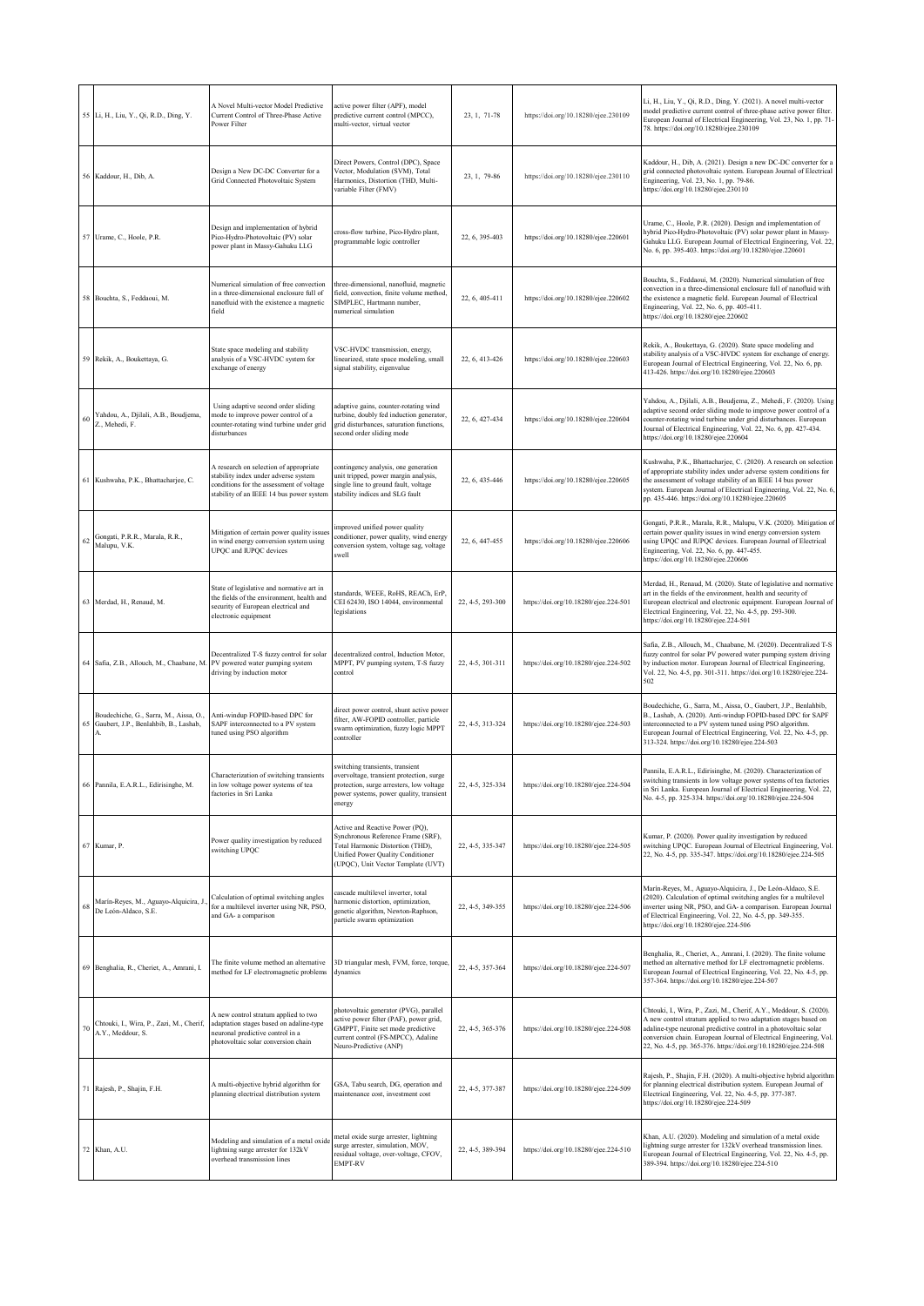| 55 | Li, H., Liu, Y., Qi, R.D., Ding, Y. | A Novel Multi-vector Model Predictive Current Control of Three-Phase Active Power Filter | active power filter (APF), model predictive current control (MPCC), multi-vector, virtual vector | 23, 1, 71-78 | https://doi.org/10.18280/ejee.230109 | Li, H., Liu, Y., Qi, R.D., Ding, Y. (2021). A novel multi-vector model predictive current control of three-phase active power filter. European Journal of Electrical Engineering, Vol. 23, No. 1, pp. 71-78. https://doi.org/10.18280/ejee.230109 |
|---|---|---|---|---|---|---|
| 56 | Kaddour, H., Dib, A. | Design a New DC-DC Converter for a Grid Connected Photovoltaic System | Direct Powers, Control (DPC), Space Vector, Modulation (SVM), Total Harmonics, Distortion (THD, Multi-variable Filter (FMV) | 23, 1, 79-86 | https://doi.org/10.18280/ejee.230110 | Kaddour, H., Dib, A. (2021). Design a new DC-DC converter for a grid connected photovoltaic system. European Journal of Electrical Engineering, Vol. 23, No. 1, pp. 79-86. https://doi.org/10.18280/ejee.230110 |
| 57 | Urame, C., Hoole, P.R. | Design and implementation of hybrid Pico-Hydro-Photovoltaic (PV) solar power plant in Massy-Gahuku LLG | cross-flow turbine, Pico-Hydro plant, programmable logic controller | 22, 6, 395-403 | https://doi.org/10.18280/ejee.220601 | Urame, C., Hoole, P.R. (2020). Design and implementation of hybrid Pico-Hydro-Photovoltaic (PV) solar power plant in Massy-Gahuku LLG. European Journal of Electrical Engineering, Vol. 22, No. 6, pp. 395-403. https://doi.org/10.18280/ejee.220601 |
| 58 | Bouchta, S., Feddaoui, M. | Numerical simulation of free convection in a three-dimensional enclosure full of nanofluid with the existence a magnetic field | three-dimensional, nanofluid, magnetic field, convection, finite volume method, SIMPLEC, Hartmann number, numerical simulation | 22, 6, 405-411 | https://doi.org/10.18280/ejee.220602 | Bouchta, S., Feddaoui, M. (2020). Numerical simulation of free convection in a three-dimensional enclosure full of nanofluid with the existence a magnetic field. European Journal of Electrical Engineering, Vol. 22, No. 6, pp. 405-411. https://doi.org/10.18280/ejee.220602 |
| 59 | Rekik, A., Boukettaya, G. | State space modeling and stability analysis of a VSC-HVDC system for exchange of energy | VSC-HVDC transmission, energy, linearized, state space modeling, small signal stability, eigenvalue | 22, 6, 413-426 | https://doi.org/10.18280/ejee.220603 | Rekik, A., Boukettaya, G. (2020). State space modeling and stability analysis of a VSC-HVDC system for exchange of energy. European Journal of Electrical Engineering, Vol. 22, No. 6, pp. 413-426. https://doi.org/10.18280/ejee.220603 |
| 60 | Yahdou, A., Djilali, A.B., Boudjema, Z., Mehedi, F. | Using adaptive second order sliding mode to improve power control of a counter-rotating wind turbine under grid disturbances | adaptive gains, counter-rotating wind turbine, doubly fed induction generator, grid disturbances, saturation functions, second order sliding mode | 22, 6, 427-434 | https://doi.org/10.18280/ejee.220604 | Yahdou, A., Djilali, A.B., Boudjema, Z., Mehedi, F. (2020). Using adaptive second order sliding mode to improve power control of a counter-rotating wind turbine under grid disturbances. European Journal of Electrical Engineering, Vol. 22, No. 6, pp. 427-434. https://doi.org/10.18280/ejee.220604 |
| 61 | Kushwaha, P.K., Bhattacharjee, C. | A research on selection of appropriate stability index under adverse system conditions for the assessment of voltage stability of an IEEE 14 bus power system | contingency analysis, one generation unit tripped, power margin analysis, single line to ground fault, voltage stability indices and SLG fault | 22, 6, 435-446 | https://doi.org/10.18280/ejee.220605 | Kushwaha, P.K., Bhattacharjee, C. (2020). A research on selection of appropriate stability index under adverse system conditions for the assessment of voltage stability of an IEEE 14 bus power system. European Journal of Electrical Engineering, Vol. 22, No. 6, pp. 435-446. https://doi.org/10.18280/ejee.220605 |
| 62 | Gongati, P.R.R., Marala, R.R., Malupu, V.K. | Mitigation of certain power quality issues in wind energy conversion system using UPQC and IUPQC devices | improved unified power quality conditioner, power quality, wind energy conversion system, voltage sag, voltage swell | 22, 6, 447-455 | https://doi.org/10.18280/ejee.220606 | Gongati, P.R.R., Marala, R.R., Malupu, V.K. (2020). Mitigation of certain power quality issues in wind energy conversion system using UPQC and IUPQC devices. European Journal of Electrical Engineering, Vol. 22, No. 6, pp. 447-455. https://doi.org/10.18280/ejee.220606 |
| 63 | Merdad, H., Renaud, M. | State of legislative and normative art in the fields of the environment, health and security of European electrical and electronic equipment | standards, WEEE, RoHS, REACh, ErP, CEI 62430, ISO 14044, environmental legislations | 22, 4-5, 293-300 | https://doi.org/10.18280/ejee.224-501 | Merdad, H., Renaud, M. (2020). State of legislative and normative art in the fields of the environment, health and security of European electrical and electronic equipment. European Journal of Electrical Engineering, Vol. 22, No. 4-5, pp. 293-300. https://doi.org/10.18280/ejee.224-501 |
| 64 | Safia, Z.B., Allouch, M., Chaabane, M. | Decentralized T-S fuzzy control for solar PV powered water pumping system driving by induction motor | decentralized control, Induction Motor, MPPT, PV pumping system, T-S fuzzy control | 22, 4-5, 301-311 | https://doi.org/10.18280/ejee.224-502 | Safia, Z.B., Allouch, M., Chaabane, M. (2020). Decentralized T-S fuzzy control for solar PV powered water pumping system driving by induction motor. European Journal of Electrical Engineering, Vol. 22, No. 4-5, pp. 301-311. https://doi.org/10.18280/ejee.224-502 |
| 65 | Boudechiche, G., Sarra, M., Aissa, O., Gaubert, J.P., Benlahbib, B., Lashab, A. | Anti-windup FOPID-based DPC for SAPF interconnected to a PV system tuned using PSO algorithm | direct power control, shunt active power filter, AW-FOPID controller, particle swarm optimization, fuzzy logic MPPT controller | 22, 4-5, 313-324 | https://doi.org/10.18280/ejee.224-503 | Boudechiche, G., Sarra, M., Aissa, O., Gaubert, J.P., Benlahbib, B., Lashab, A. (2020). Anti-windup FOPID-based DPC for SAPF interconnected to a PV system tuned using PSO algorithm. European Journal of Electrical Engineering, Vol. 22, No. 4-5, pp. 313-324. https://doi.org/10.18280/ejee.224-503 |
| 66 | Pannila, E.A.R.L., Edirisinghe, M. | Characterization of switching transients in low voltage power systems of tea factories in Sri Lanka | switching transients, transient overvoltage, transient protection, surge protection, surge arresters, low voltage power systems, power quality, transient energy | 22, 4-5, 325-334 | https://doi.org/10.18280/ejee.224-504 | Pannila, E.A.R.L., Edirisinghe, M. (2020). Characterization of switching transients in low voltage power systems of tea factories in Sri Lanka. European Journal of Electrical Engineering, Vol. 22, No. 4-5, pp. 325-334. https://doi.org/10.18280/ejee.224-504 |
| 67 | Kumar, P. | Power quality investigation by reduced switching UPQC | Active and Reactive Power (PQ), Synchronous Reference Frame (SRF), Total Harmonic Distortion (THD), Unified Power Quality Conditioner (UPQC), Unit Vector Template (UVT) | 22, 4-5, 335-347 | https://doi.org/10.18280/ejee.224-505 | Kumar, P. (2020). Power quality investigation by reduced switching UPQC. European Journal of Electrical Engineering, Vol. 22, No. 4-5, pp. 335-347. https://doi.org/10.18280/ejee.224-505 |
| 68 | Marín-Reyes, M., Aguayo-Alquicira, J., De León-Aldaco, S.E. | Calculation of optimal switching angles for a multilevel inverter using NR, PSO, and GA- a comparison | cascade multilevel inverter, total harmonic distortion, optimization, genetic algorithm, Newton-Raphson, particle swarm optimization | 22, 4-5, 349-355 | https://doi.org/10.18280/ejee.224-506 | Marín-Reyes, M., Aguayo-Alquicira, J., De León-Aldaco, S.E. (2020). Calculation of optimal switching angles for a multilevel inverter using NR, PSO, and GA- a comparison. European Journal of Electrical Engineering, Vol. 22, No. 4-5, pp. 349-355. https://doi.org/10.18280/ejee.224-506 |
| 69 | Benghalia, R., Cheriet, A., Amrani, I. | The finite volume method an alternative method for LF electromagnetic problems | 3D triangular mesh, FVM, force, torque, dynamics | 22, 4-5, 357-364 | https://doi.org/10.18280/ejee.224-507 | Benghalia, R., Cheriet, A., Amrani, I. (2020). The finite volume method an alternative method for LF electromagnetic problems. European Journal of Electrical Engineering, Vol. 22, No. 4-5, pp. 357-364. https://doi.org/10.18280/ejee.224-507 |
| 70 | Chtouki, I., Wira, P., Zazi, M., Cherif, A.Y., Meddour, S. | A new control stratum applied to two adaptation stages based on adaline-type neuronal predictive control in a photovoltaic solar conversion chain | photovoltaic generator (PVG), parallel active power filter (PAF), power grid, GMPPT, Finite set mode predictive current control (FS-MPCC), Adaline Neuro-Predictive (ANP) | 22, 4-5, 365-376 | https://doi.org/10.18280/ejee.224-508 | Chtouki, I., Wira, P., Zazi, M., Cherif, A.Y., Meddour, S. (2020). A new control stratum applied to two adaptation stages based on adaline-type neuronal predictive control in a photovoltaic solar conversion chain. European Journal of Electrical Engineering, Vol. 22, No. 4-5, pp. 365-376. https://doi.org/10.18280/ejee.224-508 |
| 71 | Rajesh, P., Shajin, F.H. | A multi-objective hybrid algorithm for planning electrical distribution system | GSA, Tabu search, DG, operation and maintenance cost, investment cost | 22, 4-5, 377-387 | https://doi.org/10.18280/ejee.224-509 | Rajesh, P., Shajin, F.H. (2020). A multi-objective hybrid algorithm for planning electrical distribution system. European Journal of Electrical Engineering, Vol. 22, No. 4-5, pp. 377-387. https://doi.org/10.18280/ejee.224-509 |
| 72 | Khan, A.U. | Modeling and simulation of a metal oxide lightning surge arrester for 132kV overhead transmission lines | metal oxide surge arrester, lightning surge arrester, simulation, MOV, residual voltage, over-voltage, CFOV, EMPT-RV | 22, 4-5, 389-394 | https://doi.org/10.18280/ejee.224-510 | Khan, A.U. (2020). Modeling and simulation of a metal oxide lightning surge arrester for 132kV overhead transmission lines. European Journal of Electrical Engineering, Vol. 22, No. 4-5, pp. 389-394. https://doi.org/10.18280/ejee.224-510 |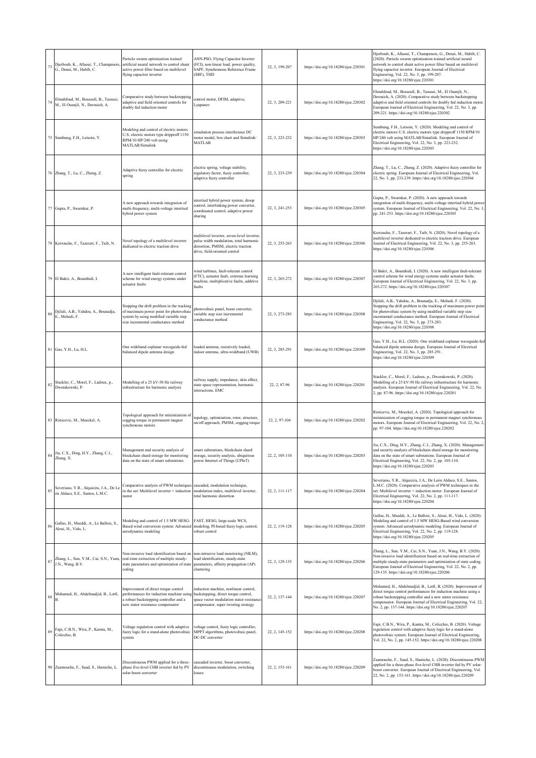| 73 | Djerboub, K., Allaoui, T., Champenois, G., Denai, M., Habib, C. | Particle swarm optimization trained artificial neural network to control shunt active power filter based on multilevel flying capacitor inverter | ANN-PSO, Flying Capacitor Inverter (FCI), non-linear load, power quality, SAPF, Synchronous Reference Frame (SRF), THD | 22, 3, 199-207 | https://doi.org/10.18280/ejee.220301 | Djerboub, K., Allaoui, T., Champenois, G., Denai, M., Habib, C. (2020). Particle swarm optimization trained artificial neural network to control shunt active power filter based on multilevel flying capacitor inverter. European Journal of Electrical Engineering, Vol. 22, No. 3, pp. 199-207. https://doi.org/10.18280/ejee.220301 |
|---|---|---|---|---|---|---|
| 74 | Elmahfoud, M., Bossoufi, B., Taoussi, M., El Ouanjli, N., Derouich, A. | Comparative study between backstepping adaptive and field oriented controls for doubly fed induction motor | control motor, DFIM, adaptive, Lyapunov | 22, 3, 209-221 | https://doi.org/10.18280/ejee.220302 | Elmahfoud, M., Bossoufi, B., Taoussi, M., El Ouanjli, N., Derouich, A. (2020). Comparative study between backstepping adaptive and field oriented controls for doubly fed induction motor. European Journal of Electrical Engineering, Vol. 22, No. 3, pp. 209-221. https://doi.org/10.18280/ejee.220302 |
| 75 | Sumbung, F.H., Letsoin, Y. | Modeling and control of electric motors U.S. electric motors type dripproff 1150 RPM/10 HP/240 volt using MATLAB/Simulink | simulation process interference DC motor model, box chart and Simulink/ MATLAB | 22, 3, 223-232 | https://doi.org/10.18280/ejee.220303 | Sumbung, F.H., Letsoin, Y. (2020). Modeling and control of electric motors U.S. electric motors type dripproff 1150 RPM/10 HP/240 volt using MATLAB/Simulink. European Journal of Electrical Engineering, Vol. 22, No. 3, pp. 223-232. https://doi.org/10.18280/ejee.220303 |
| 76 | Zhang, T., Lu, C., Zheng, Z. | Adaptive fuzzy controller for electric spring | electric spring, voltage stability, regulatory factor, fuzzy controller, adaptive fuzzy controller | 22, 3, 233-239 | https://doi.org/10.18280/ejee.220304 | Zhang, T., Lu, C., Zheng, Z. (2020). Adaptive fuzzy controller for electric spring. European Journal of Electrical Engineering, Vol. 22, No. 3, pp. 233-239. https://doi.org/10.18280/ejee.220304 |
| 77 | Gupta, P., Swarnkar, P. | A new approach towards integration of multi-frequency, multi-voltage intertied hybrid power system | intertied hybrid power system, droop control, interlinking power converter, coordinated control, adaptive power sharing | 22, 3, 241-253 | https://doi.org/10.18280/ejee.220305 | Gupta, P., Swarnkar, P. (2020). A new approach towards integration of multi-frequency, multi-voltage intertied hybrid power system. European Journal of Electrical Engineering, Vol. 22, No. 3, pp. 241-253. https://doi.org/10.18280/ejee.220305 |
| 78 | Kerrouche, F., Tazerart, F., Taib, N. | Novel topology of a multilevel inverter dedicated to electric traction drive | multilevel inverter, seven-level inverter, pulse width modulation, total harmonic distortion, PMSM, electric traction drive, field-oriented control | 22, 3, 255-263 | https://doi.org/10.18280/ejee.220306 | Kerrouche, F., Tazerart, F., Taib, N. (2020). Novel topology of a multilevel inverter dedicated to electric traction drive. European Journal of Electrical Engineering, Vol. 22, No. 3, pp. 255-263. https://doi.org/10.18280/ejee.220306 |
| 79 | El Bakri, A., Boumhidi, I. | A new intelligent fault-tolerant control scheme for wind energy systems under actuator faults | wind turbines, fault-tolerant control (FTC), actuator fault, extreme learning machine, multiplicative faults, additive faults | 22, 3, 265-272 | https://doi.org/10.18280/ejee.220307 | El Bakri, A., Boumhidi, I. (2020). A new intelligent fault-tolerant control scheme for wind energy systems under actuator faults. European Journal of Electrical Engineering, Vol. 22, No. 3, pp. 265-272. https://doi.org/10.18280/ejee.220307 |
| 80 | Djilali, A.B., Yahdou, A., Bounadja, E., Mehedi, F. | Stopping the drift problem in the tracking of maximum power point for photovoltaic system by using modified variable step size incremental conductance method | photovoltaic panel, boost converter, variable step size incremental conductance method | 22, 3, 273-283 | https://doi.org/10.18280/ejee.220308 | Djilali, A.B., Yahdou, A., Bounadja, E., Mehedi, F. (2020). Stopping the drift problem in the tracking of maximum power point for photovoltaic system by using modified variable step size incremental conductance method. European Journal of Electrical Engineering, Vol. 22, No. 3, pp. 273-283. https://doi.org/10.18280/ejee.220308 |
| 81 | Gao, Y.H., Lu, H.L. | One wideband coplanar waveguide-fed balanced dipole antenna design | loaded antenna, resistively loaded, indoor antenna, ultra-wideband (UWB) | 22, 3, 285-291 | https://doi.org/10.18280/ejee.220309 | Gao, Y.H., Lu, H.L. (2020). One wideband coplanar waveguide-fed balanced dipole antenna design. European Journal of Electrical Engineering, Vol. 22, No. 3, pp. 285-291. https://doi.org/10.18280/ejee.220309 |
| 82 | Stackler, C., Morel, F., Ladoux, p., Dworakowski, P. | Modelling of a 25 kV-50 Hz railway infrastructure for harmonic analysis | railway supply, impedance, skin effect, state space representation, harmonic interactions, EMC | 22, 2, 87-96 | https://doi.org/10.18280/ejee.220201 | Stackler, C., Morel, F., Ladoux, p., Dworakowski, P. (2020). Modelling of a 25 kV-50 Hz railway infrastructure for harmonic analysis. European Journal of Electrical Engineering, Vol. 22, No. 2, pp. 87-96. https://doi.org/10.18280/ejee.220201 |
| 83 | Risticevic, M., Moeckel, A. | Topological approach for minimization of cogging torque in permanent magnet synchronous motors | topology, optimization, rotor, structure, on/off approach, PMSM, cogging torque | 22, 2, 97-104 | https://doi.org/10.18280/ejee.220202 | Risticevic, M., Moeckel, A. (2020). Topological approach for minimization of cogging torque in permanent magnet synchronous motors. European Journal of Electrical Engineering, Vol. 22, No. 2, pp. 97-104. https://doi.org/10.18280/ejee.220202 |
| 84 | Jia, C.X., Ding, H.Y., Zhang, C.J., Zhang, X. | Management and security analysis of blockchain shard storage for monitoring data on the state of smart substations | smart substations, blockchain shard storage, security analysis, ubiquitous power Internet of Things (UPIoT) | 22, 2, 105-110 | https://doi.org/10.18280/ejee.220203 | Jia, C.X., Ding, H.Y., Zhang, C.J., Zhang, X. (2020). Management and security analysis of blockchain shard storage for monitoring data on the state of smart substations. European Journal of Electrical Engineering, Vol. 22, No. 2, pp. 105-110. https://doi.org/10.18280/ejee.220203 |
| 85 | Severiano, Y.R., Alquicira, J.A., De Leon Aldaco, S.E., Santos, L.M.C. | Comparative analysis of PWM techniques in the set: Multilevel inverter + induction motor | cascaded, modulation technique, modulation index, multilevel inverter, total harmonic distortion | 22, 2, 111-117 | https://doi.org/10.18280/ejee.220204 | Severiano, Y.R., Alquicira, J.A., De León Aldaco, S.E., Santos, L.M.C. (2020). Comparative analysis of PWM techniques in the set: Multilevel inverter + induction motor. European Journal of Electrical Engineering, Vol. 22, No. 2, pp. 111-117. https://doi.org/10.18280/ejee.220204 |
| 86 | Gallas, H., Mseddi, A., Le Ballois, S., Aloui, H., Vido, L. | Modeling and control of 1.5 MW HESG-Based wind conversion system: Advanced aerodynamic modeling | FAST, HESG, large-scale WCS, modeling, PI-based fuzzy logic control, robust control | 22, 2, 119-128 | https://doi.org/10.18280/ejee.220205 | Gallas, H., Mseddi, A., Le Ballois, S., Aloui, H., Vido, L. (2020). Modeling and control of 1.5 MW HESG-Based wind conversion system: Advanced aerodynamic modeling. European Journal of Electrical Engineering, Vol. 22, No. 2, pp. 119-128. https://doi.org/10.18280/ejee.220205 |
| 87 | Zhang, L., Sun, Y.M., Cai, S.N., Yuan, J.N., Wang, B.Y. | Non-invasive load identification based on real-time extraction of multiple steady-state parameters and optimization of state coding | non-intrusive load monitoring (NILM), load identification, steady-state parameters, affinity propagation (AP) clustering | 22, 2, 129-135 | https://doi.org/10.18280/ejee.220206 | Zhang, L., Sun, Y.M., Cai, S.N., Yuan, J.N., Wang, B.Y. (2020). Non-invasive load identification based on real-time extraction of multiple steady-state parameters and optimization of state coding. European Journal of Electrical Engineering, Vol. 22, No. 2, pp. 129-135. https://doi.org/10.18280/ejee.220206 |
| 88 | Mohamed, H., Abdelmadjid, B., Lotfi, B. | Improvement of direct torque control performances for induction machine using a robust backstepping controller and a new stator resistance compensator | induction machine, nonlinear control, backstepping, direct torque control, space vector modulation stator resistance compensator, super twisting strategy | 22, 2, 137-144 | https://doi.org/10.18280/ejee.220207 | Mohamed, H., Abdelmadjid, B., Lotfi, B. (2020). Improvement of direct torque control performances for induction machine using a robust backstepping controller and a new stator resistance compensator. European Journal of Electrical Engineering, Vol. 22, No. 2, pp. 137-144. https://doi.org/10.18280/ejee.220207 |
| 89 | Fapi, C.B.N., Wira, P., Kamta, M., Colicchio, B. | Voltage regulation control with adaptive fuzzy logic for a stand-alone photovoltaic system | voltage control, fuzzy logic controller, MPPT algorithms, photovoltaic panel, DC-DC converter | 22, 2, 145-152 | https://doi.org/10.18280/ejee.220208 | Fapi, C.B.N., Wira, P., Kamta, M., Colicchio, B. (2020). Voltage regulation control with adaptive fuzzy logic for a stand-alone photovoltaic system. European Journal of Electrical Engineering, Vol. 22, No. 2, pp. 145-152. https://doi.org/10.18280/ejee.220208 |
| 90 | Zaamouche, F., Saad, S., Hamiche, L. | Discontinuous PWM applied for a three-phase five-level CHB inverter fed by PV solar-boost converter | cascaded inverter, boost converter, discontinuous modulation, switching losses | 22, 2, 153-161 | https://doi.org/10.18280/ejee.220209 | Zaamouche, F., Saad, S., Hamiche, L. (2020). Discontinuous PWM applied for a three-phase five-level CHB inverter fed by PV solar-boost converter. European Journal of Electrical Engineering, Vol. 22, No. 2, pp. 153-161. https://doi.org/10.18280/ejee.220209 |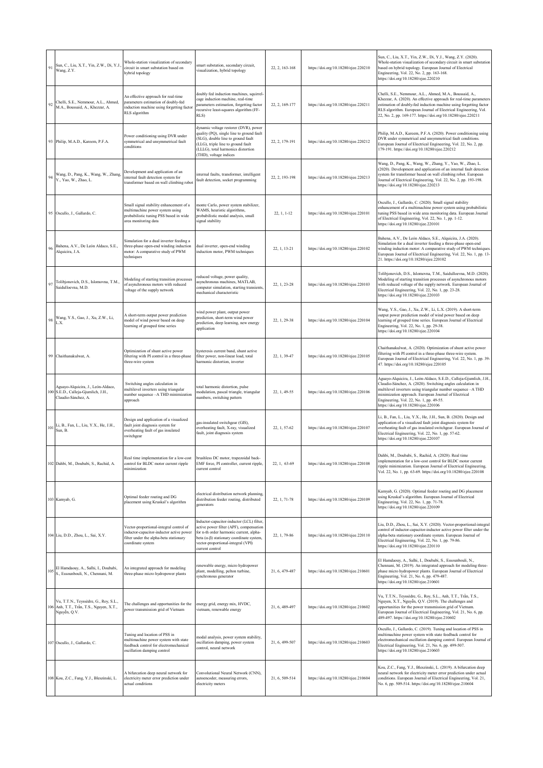| 91 | Sun, C., Liu, X.T., Yin, Z.W., Di, Y.J., Wang, Z.Y. | Whole-station visualization of secondary circuit in smart substation based on hybrid topology | smart substation, secondary circuit, visualization, hybrid topology | 22, 2, 163-168 | https://doi.org/10.18280/ejee.220210 | Sun, C., Liu, X.T., Yin, Z.W., Di, Y.J., Wang, Z.Y. (2020). Whole-station visualization of secondary circuit in smart substation based on hybrid topology. European Journal of Electrical Engineering, Vol. 22, No. 2, pp. 163-168. https://doi.org/10.18280/ejee.220210 |
|---|---|---|---|---|---|---|
| 92 | Chelli, S.E., Nemmour, A.L., Ahmed, M.A., Boussaid, A., Khezzar, A. | An effective approach for real-time parameters estimation of doubly-fed induction machine using forgetting factor RLS algorithm | doubly fed induction machines, squirrel-cage induction machine, real-time parameters estimation, forgetting factor recursive least-squares algorithm (FF-RLS) | 22, 2, 169-177 | https://doi.org/10.18280/ejee.220211 | Chelli, S.E., Nemmour, A.L., Ahmed, M.A., Boussaid, A., Khezzar, A. (2020). An effective approach for real-time parameters estimation of doubly-fed induction machine using forgetting factor RLS algorithm. European Journal of Electrical Engineering, Vol. 22, No. 2, pp. 169-177. https://doi.org/10.18280/ejee.220211 |
| 93 | Philip, M.A.D., Kareem, P.F.A. | Power conditioning using DVR under symmetrical and unsymmetrical fault conditions | dynamic voltage restorer (DVR), power quality (PQ), single line to ground fault (SLG), double line to ground fault (LLG), triple line to ground fault (LLLG), total harmonics distortion (THD), voltage indices | 22, 2, 179-191 | https://doi.org/10.18280/ejee.220212 | Philip, M.A.D., Kareem, P.F.A. (2020). Power conditioning using DVR under symmetrical and unsymmetrical fault conditions. European Journal of Electrical Engineering, Vol. 22, No. 2, pp. 179-191. https://doi.org/10.18280/ejee.220212 |
| 94 | Wang, D., Pang, K., Wang, W., Zhang, Y., Yao, W., Zhao, L. | Development and application of an internal fault detection system for transformer based on wall climbing robot | internal faults, transformer, intelligent fault detection, socket programming | 22, 2, 193-198 | https://doi.org/10.18280/ejee.220213 | Wang, D., Pang, K., Wang, W., Zhang, Y., Yao, W., Zhao, L. (2020). Development and application of an internal fault detection system for transformer based on wall climbing robot. European Journal of Electrical Engineering, Vol. 22, No. 2, pp. 193-198. https://doi.org/10.18280/ejee.220213 |
| 95 | Oscullo, J., Gallardo, C. | Small signal stability enhancement of a multimachine power system using probabilistic tuning PSS based in wide area monitoring data | monte Carlo, power system stabilizer, WAMS, heuristic algorithms, probabilistic modal analysis, small signal stability | 22, 1, 1-12 | https://doi.org/10.18280/ejee.220101 | Oscullo, J., Gallardo, C. (2020). Small signal stability enhancement of a multimachine power system using probabilistic tuning PSS based in wide area monitoring data. European Journal of Electrical Engineering, Vol. 22, No. 1, pp. 1-12. https://doi.org/10.18280/ejee.220101 |
| 96 | Bahena, A.V., De León Aldaco, S.E., Alquicira, J.A. | Simulation for a dual inverter feeding a three-phase open-end winding induction motor: A comparative study of PWM techniques | dual inverter, open-end winding induction motor, PWM techniques | 22, 1, 13-21 | https://doi.org/10.18280/ejee.220102 | Bahena, A.V., De León Aldaco, S.E., Alquicira, J.A. (2020). Simulation for a dual inverter feeding a three-phase open-end winding induction motor: A comparative study of PWM techniques. European Journal of Electrical Engineering, Vol. 22, No. 1, pp. 13-21. https://doi.org/10.18280/ejee.220102 |
| 97 | Tolibjonovich, D.S., Islomovna, T.M., Saidulloevna, M.D. | Modeling of starting transition processes of asynchronous motors with reduced voltage of the supply network | reduced voltage, power quality, asynchronous machines, MATLAB, computer simulation, starting transients, mechanical characteristic | 22, 1, 23-28 | https://doi.org/10.18280/ejee.220103 | Tolibjonovich, D.S., Islomovna, T.M., Saidulloevna, M.D. (2020). Modeling of starting transition processes of asynchronous motors with reduced voltage of the supply network. European Journal of Electrical Engineering, Vol. 22, No. 1, pp. 23-28. https://doi.org/10.18280/ejee.220103 |
| 98 | Wang, Y.S., Gao, J., Xu, Z.W., Li, L.X. | A short-term output power prediction model of wind power based on deep learning of grouped time series | wind power plant, output power prediction, short-term wind power prediction, deep learning, new energy application | 22, 1, 29-38 | https://doi.org/10.18280/ejee.220104 | Wang, Y.S., Gao, J., Xu, Z.W., Li, L.X. (2019). A short-term output power prediction model of wind power based on deep learning of grouped time series. European Journal of Electrical Engineering, Vol. 22, No. 1, pp. 29-38. https://doi.org/10.18280/ejee.220104 |
| 99 | Chaithanakulwat, A. | Optimization of shunt active power filtering with PI control in a three-phase three-wire system | hysteresis current band, shunt active filter power, non-linear load, total harmonic distortion, inverter | 22, 1, 39-47 | https://doi.org/10.18280/ejee.220105 | Chaithanakulwat, A. (2020). Optimization of shunt active power filtering with PI control in a three-phase three-wire system. European Journal of Electrical Engineering, Vol. 22, No. 1, pp. 39-47. https://doi.org/10.18280/ejee.220105 |
| 100 | Aguayo-Alquicira, J., León-Aldaco, S.E.D., Calleja-Gjumlich, J.H., Claudio-Sánchez, A. | Switching angles calculation in multilevel inverters using triangular number sequence –A THD minimization approach | total harmonic distortion, pulse modulation, pascal triangle, triangular numbers, switching pattern | 22, 1, 49-55 | https://doi.org/10.18280/ejee.220106 | Aguayo-Alquicira, J., León-Aldaco, S.E.D., Calleja-Gjumlich, J.H., Claudio-Sánchez, A. (2020). Switching angles calculation in multilevel inverters using triangular number sequence –A THD minimization approach. European Journal of Electrical Engineering, Vol. 22, No. 1, pp. 49-55. https://doi.org/10.18280/ejee.220106 |
| 101 | Li, B., Fan, L., Liu, Y.X., He, J.H., Sun, B. | Design and application of a visualized fault joint diagnosis system for overheating fault of gas insulated switchgear | gas-insulated switchgear (GIS), overheating fault, X-ray, visualized fault, joint diagnosis system | 22, 1, 57-62 | https://doi.org/10.18280/ejee.220107 | Li, B., Fan, L., Liu, Y.X., He, J.H., Sun, B. (2020). Design and application of a visualized fault joint diagnosis system for overheating fault of gas insulated switchgear. European Journal of Electrical Engineering, Vol. 22, No. 1, pp. 57-62. https://doi.org/10.18280/ejee.220107 |
| 102 | Dahbi, M., Doubabi, S., Rachid, A. | Real time implementation for a low-cost control for BLDC motor current ripple minimization | brushless DC motor, trapezoidal back-EMF force, PI controller, current ripple, current control | 22, 1, 63-69 | https://doi.org/10.18280/ejee.220108 | Dahbi, M., Doubabi, S., Rachid, A. (2020). Real time implementation for a low-cost control for BLDC motor current ripple minimization. European Journal of Electrical Engineering, Vol. 22, No. 1, pp. 63-69. https://doi.org/10.18280/ejee.220108 |
| 103 | Kamyab, G. | Optimal feeder routing and DG placement using Kruskal's algorithm | electrical distribution network planning, distribution feeder routing, distributed generators | 22, 1, 71-78 | https://doi.org/10.18280/ejee.220109 | Kamyab, G. (2020). Optimal feeder routing and DG placement using Kruskal's algorithm. European Journal of Electrical Engineering, Vol. 22, No. 1, pp. 71-78. https://doi.org/10.18280/ejee.220109 |
| 104 | Liu, D.D., Zhou, L., Sai, X.Y. | Vector-proportional-integral control of inductor-capacitor-inductor active power filter under the alpha-beta stationary coordinate system | Inductor-capacitor-inductor (LCL) filter, active power filter (APF), compensation for n-th order harmonic current, alpha-beta (α-β) stationary coordinate system, vector-proportional-integral (VPI) current control | 22, 1, 79-86 | https://doi.org/10.18280/ejee.220110 | Liu, D.D., Zhou, L., Sai, X.Y. (2020). Vector-proportional-integral control of inductor-capacitor-inductor active power filter under the alpha-beta stationary coordinate system. European Journal of Electrical Engineering, Vol. 22, No. 1, pp. 79-86. https://doi.org/10.18280/ejee.220110 |
| 105 | El Hamdaouy, A., Salhi, I., Doubabi, S., Essounbouli, N., Chennani, M. | An integrated approach for modeling three-phase micro hydropower plants | renewable energy, micro hydropower plant, modelling, pelton turbine, synchronous generator | 21, 6, 479-487 | https://doi.org/10.18280/ejee.210601 | El Hamdaouy, A., Salhi, I., Doubabi, S., Essounbouli, N., Chennani, M. (2019). An integrated approach for modeling three-phase micro hydropower plants. European Journal of Electrical Engineering, Vol. 21, No. 6, pp. 479-487. https://doi.org/10.18280/ejee.210601 |
| 106 | Vu, T.T.N., Teyssèdre, G., Roy, S.L., Anh, T.T., Trần, T.S., Nguyen, X.T., Nguyễn, Q.V. | The challenges and opportunities for the power transmission grid of Vietnam | energy grid, energy mix, HVDC, vietnam, renewable energy | 21, 6, 489-497 | https://doi.org/10.18280/ejee.210602 | Vu, T.T.N., Teyssèdre, G., Roy, S.L., Anh, T.T., Trần, T.S., Nguyen, X.T., Nguyễn, Q.V. (2019). The challenges and opportunities for the power transmission grid of Vietnam. European Journal of Electrical Engineering, Vol. 21, No. 6, pp. 489-497. https://doi.org/10.18280/ejee.210602 |
| 107 | Oscullo, J., Gallardo, C. | Tuning and location of PSS in multimachine power system with state feedback control for electromechanical oscillation damping control | modal analysis, power system stability, oscillation damping, power system control, neural network | 21, 6, 499-507 | https://doi.org/10.18280/ejee.210603 | Oscullo, J., Gallardo, C. (2019). Tuning and location of PSS in multimachine power system with state feedback control for electromechanical oscillation damping control. European Journal of Electrical Engineering, Vol. 21, No. 6, pp. 499-507. https://doi.org/10.18280/ejee.210603 |
| 108 | Kou, Z.C., Fang, Y.J., Bleszinski, L. | A bifurcation deep neural network for electricity meter error prediction under actual conditions | Convolutional Neural Network (CNN), autoencoder, measuring errors, electricity meters | 21, 6, 509-514 | https://doi.org/10.18280/ejee.210604 | Kou, Z.C., Fang, Y.J., Bleszinski, L. (2019). A bifurcation deep neural network for electricity meter error prediction under actual conditions. European Journal of Electrical Engineering, Vol. 21, No. 6, pp. 509-514. https://doi.org/10.18280/ejee.210604 |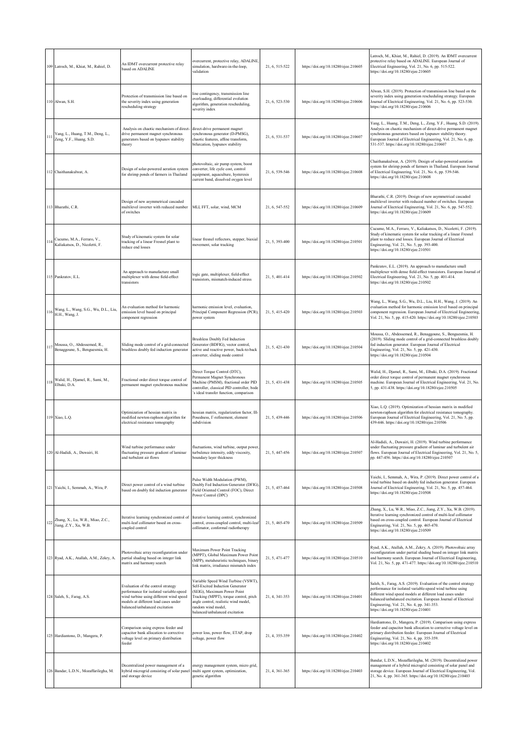| | | | | | | |
|---|---|---|---|---|---|---|
| 109 | Latroch, M., Khiat, M., Rahiel, D. | An IDMT overcurrent protective relay based on ADALINE | overcurrent, protective relay, ADALINE, simulation, hardware-in-the-loop, validation | 21, 6, 515-522 | https://doi.org/10.18280/ejee.210605 | Latroch, M., Khiat, M., Rahiel, D. (2019). An IDMT overcurrent protective relay based on ADALINE. European Journal of Electrical Engineering, Vol. 21, No. 6, pp. 515-522. https://doi.org/10.18280/ejee.210605 |
| 110 | Alwan, S.H. | Protection of transmission line based on the severity index using generation rescheduling strategy | line contingency, transmission line overloading, differential evolution algorithm, generation rescheduling, severity index | 21, 6, 523-530 | https://doi.org/10.18280/ejee.210606 | Alwan, S.H. (2019). Protection of transmission line based on the severity index using generation rescheduling strategy. European Journal of Electrical Engineering, Vol. 21, No. 6, pp. 523-530. https://doi.org/10.18280/ejee.210606 |
| 111 | Yang, L., Huang, T.M., Deng, L., Zeng, Y.F., Huang, S.D. | Analysis on chaotic mechanism of direct-drive permanent magnet synchronous generators based on lyapunov stability theory | direct-drive permanent magnet synchronous generator (D-PMSG), chaotic features, affine transform, bifurcation, lyapunov stability | 21, 6, 531-537 | https://doi.org/10.18280/ejee.210607 | Yang, L., Huang, T.M., Deng, L., Zeng, Y.F., Huang, S.D. (2019). Analysis on chaotic mechanism of direct-drive permanent magnet synchronous generators based on lyapunov stability theory. European Journal of Electrical Engineering, Vol. 21, No. 6, pp. 531-537. https://doi.org/10.18280/ejee.210607 |
| 112 | Chaithanakulwat, A. | Design of solar-powered aeration system for shrimp ponds of farmers in Thailand | photovoltaic, air pump system, boost converter, life cycle cost, control equipment, aquaculture, hysteresis current band, dissolved oxygen level | 21, 6, 539-546 | https://doi.org/10.18280/ejee.210608 | Chaithanakulwat, A. (2019). Design of solar-powered aeration system for shrimp ponds of farmers in Thailand. European Journal of Electrical Engineering, Vol. 21, No. 6, pp. 539-546. https://doi.org/10.18280/ejee.210608 |
| 113 | Bharathi, C.R. | Design of new asymmetrical cascaded multilevel inverter with reduced number of switches | MLI, FFT, solar, wind, MCM | 21, 6, 547-552 | https://doi.org/10.18280/ejee.210609 | Bharathi, C.R. (2019). Design of new asymmetrical cascaded multilevel inverter with reduced number of switches. European Journal of Electrical Engineering, Vol. 21, No. 6, pp. 547-552. https://doi.org/10.18280/ejee.210609 |
| 114 | Cucumo, M.A., Ferraro, V., Kaliakatsos, D., Nicoletti, F. | Study of kinematic system for solar tracking of a linear Fresnel plant to reduce end losses | linear fresnel reflectors, stepper, biaxial movement, solar tracking | 21, 5, 393-400 | https://doi.org/10.18280/ejee.210501 | Cucumo, M.A., Ferraro, V., Kaliakatsos, D., Nicoletti, F. (2019). Study of kinematic system for solar tracking of a linear Fresnel plant to reduce end losses. European Journal of Electrical Engineering, Vol. 21, No. 5, pp. 393-400. https://doi.org/10.18280/ejee.210501 |
| 115 | Pankratov, E.L. | An approach to manufacture small multiplexer with dense field-effect transistors | logic gate, multiplexer, field-effect transistors, mismatch-induced stress | 21, 5, 401-414 | https://doi.org/10.18280/ejee.210502 | Pankratov, E.L. (2019). An approach to manufacture small multiplexer with dense field-effect transistors. European Journal of Electrical Engineering, Vol. 21, No. 5, pp. 401-414. https://doi.org/10.18280/ejee.210502 |
| 116 | Wang, L., Wang, S.G., Wu, D.L., Liu, H.H., Wang, J. | An evaluation method for harmonic emission level based on principal component regression | harmonic emission level, evaluation, Principal Component Regression (PCR), power system | 21, 5, 415-420 | https://doi.org/10.18280/ejee.210503 | Wang, L., Wang, S.G., Wu, D.L., Liu, H.H., Wang, J. (2019). An evaluation method for harmonic emission level based on principal component regression. European Journal of Electrical Engineering, Vol. 21, No. 5, pp. 415-420. https://doi.org/10.18280/ejee.210503 |
| 117 | Moussa, O., Abdessemed, R., Benaggoune, S., Benguesmia, H. | Sliding mode control of a grid-connected brushless doubly fed induction generator | Brushless Doubly Fed Induction Generator (BDFIG), vector control, active and reactive power, back-to-back converter, sliding mode control | 21, 5, 421-430 | https://doi.org/10.18280/ejee.210504 | Moussa, O., Abdessemed, R., Benaggoune, S., Benguesmia, H. (2019). Sliding mode control of a grid-connected brushless doubly fed induction generator. European Journal of Electrical Engineering, Vol. 21, No. 5, pp. 421-430. https://doi.org/10.18280/ejee.210504 |
| 118 | Walid, H., Djamel, R., Sami, M., Elbaki, D.A. | Fractional order direct torque control of permanent magnet synchronous machine | Direct Torque Control (DTC), Permanent Magnet Synchronous Machine (PMSM), fractional order PID controller, classical PID controller, bode 's ideal transfer function, comparison | 21, 5, 431-438 | https://doi.org/10.18280/ejee.210505 | Walid, H., Djamel, R., Sami, M., Elbaki, D.A. (2019). Fractional order direct torque control of permanent magnet synchronous machine. European Journal of Electrical Engineering, Vol. 21, No. 5, pp. 431-438. https://doi.org/10.18280/ejee.210505 |
| 119 | Xiao, L.Q. | Optimization of hessian matrix in modified newton-raphson algorithm for electrical resistance tomography | hessian matrix, regularization factor, Ill-Posedness, Γ-refinement, element subdivision | 21, 5, 439-446 | https://doi.org/10.18280/ejee.210506 | Xiao, L.Q. (2019). Optimization of hessian matrix in modified newton-raphson algorithm for electrical resistance tomography. European Journal of Electrical Engineering, Vol. 21, No. 5, pp. 439-446. https://doi.org/10.18280/ejee.210506 |
| 120 | Al-Hadidi, A., Duwairi, H. | Wind turbine performance under fluctuating pressure gradient of laminar and turbulent air flows | fluctuations, wind turbine, output power, turbulence intensity, eddy viscosity, boundary layer thickness | 21, 5, 447-456 | https://doi.org/10.18280/ejee.210507 | Al-Hadidi, A., Duwairi, H. (2019). Wind turbine performance under fluctuating pressure gradient of laminar and turbulent air flows. European Journal of Electrical Engineering, Vol. 21, No. 5, pp. 447-456. https://doi.org/10.18280/ejee.210507 |
| 121 | Yaichi, I., Semmah, A., Wira, P. | Direct power control of a wind turbine based on doubly fed induction generator | Pulse Width Modulation (PWM), Doubly Fed Induction Generator (DFIG), Field Oriented Control (FOC), Direct Power Control (DPC) | 21, 5, 457-464 | https://doi.org/10.18280/ejee.210508 | Yaichi, I., Semmah, A., Wira, P. (2019). Direct power control of a wind turbine based on doubly fed induction generator. European Journal of Electrical Engineering, Vol. 21, No. 5, pp. 457-464. https://doi.org/10.18280/ejee.210508 |
| 122 | Zhang, X., Lu, W.R., Miao, Z.C., Jiang, Z.Y., Xu, W.B. | Iterative learning synchronized control of multi-leaf collimator based on cross-coupled control | Iterative learning control, synchronized control, cross-coupled control, multi-leaf collimator, conformal radiotherapy | 21, 5, 465-470 | https://doi.org/10.18280/ejee.210509 | Zhang, X., Lu, W.R., Miao, Z.C., Jiang, Z.Y., Xu, W.B. (2019). Iterative learning synchronized control of multi-leaf collimator based on cross-coupled control. European Journal of Electrical Engineering, Vol. 21, No. 5, pp. 465-470. https://doi.org/10.18280/ejee.210509 |
| 123 | Ryad, A.K., Atallah, A.M., Zekry, A. | Photovoltaic array reconfiguration under partial shading based on integer link matrix and harmony search | Maximum Power Point Tracking (MPPT), Global Maximum Power Point (MPP), metaheuristic techniques, binary link matrix, irradiance mismatch index | 21, 5, 471-477 | https://doi.org/10.18280/ejee.210510 | Ryad, A.K., Atallah, A.M., Zekry, A. (2019). Photovoltaic array reconfiguration under partial shading based on integer link matrix and harmony search. European Journal of Electrical Engineering, Vol. 21, No. 5, pp. 471-477. https://doi.org/10.18280/ejee.210510 |
| 124 | Saleh, S., Farag, A.S. | Evaluation of the control strategy performance for isolated variable-speed wind turbine using different wind speed models at different load cases under balanced/unbalanced excitation | Variable Speed Wind Turbine (VSWT), Self-Excited Induction Generator (SEIG), Maximum Power Point Tracking (MPPT), torque control, pitch angle control, realistic wind model, random wind model, balanced/unbalanced excitation | 21, 4, 341-353 | https://doi.org/10.18280/ejee.210401 | Saleh, S., Farag, A.S. (2019). Evaluation of the control strategy performance for isolated variable-speed wind turbine using different wind speed models at different load cases under balanced/unbalanced excitation. European Journal of Electrical Engineering, Vol. 21, No. 4, pp. 341-353. https://doi.org/10.18280/ejee.210401 |
| 125 | Hardiantono, D., Mangera, P. | Comparison using express feeder and capacitor bank allocation to corrective voltage level on primary distribution feeder | power loss, power flow, ETAP, drop voltage, power flow | 21, 4, 355-359 | https://doi.org/10.18280/ejee.210402 | Hardiantono, D., Mangera, P. (2019). Comparison using express feeder and capacitor bank allocation to corrective voltage level on primary distribution feeder. European Journal of Electrical Engineering, Vol. 21, No. 4, pp. 355-359. https://doi.org/10.18280/ejee.210402 |
| 126 | Bandar, L.D.N., Mozaffarilegha, M. | Decentralized power management of a hybrid microgrid consisting of solar panel and storage device | energy management system, micro grid, multi agent system, optimization, genetic algorithm | 21, 4, 361-365 | https://doi.org/10.18280/ejee.210403 | Bandar, L.D.N., Mozaffarilegha, M. (2019). Decentralized power management of a hybrid microgrid consisting of solar panel and storage device. European Journal of Electrical Engineering, Vol. 21, No. 4, pp. 361-365. https://doi.org/10.18280/ejee.210403 |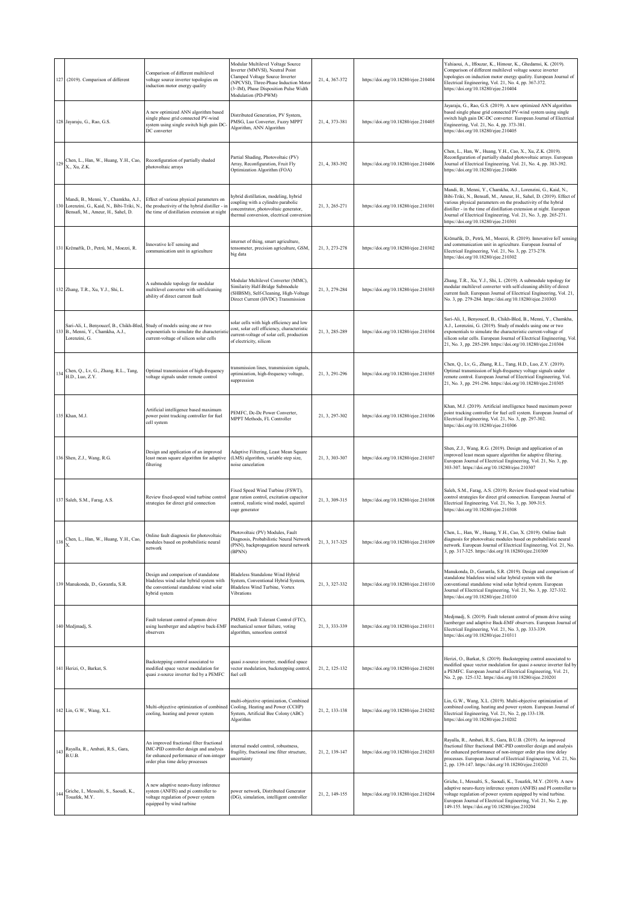| 127 | (2019). Comparison of different | Comparison of different multilevel voltage source inverter topologies on induction motor energy quality | Modular Multilevel Voltage Source Inverter (MMVSI), Neutral Point Clamped Voltage Source Inverter (NPCVSI), Three-Phase Induction Motor (3~IM), Phase Disposition Pulse Width Modulation (PD-PWM) | 21, 4, 367-372 | https://doi.org/10.18280/ejee.210404 | Yahiaoui, A., Iffouzar, K., Himour, K., Ghedamsi, K. (2019). Comparison of different multilevel voltage source inverter topologies on induction motor energy quality. European Journal of Electrical Engineering, Vol. 21, No. 4, pp. 367-372. https://doi.org/10.18280/ejee.210404 |
|---|---|---|---|---|---|---|
| 128 | Jayaraju, G., Rao, G.S. | A new optimized ANN algorithm based single phase grid connected PV-wind system using single switch high gain DC-DC converter | Distributed Generation, PV System, PMSG, Luo Converter, Fuzzy MPPT Algorithm, ANN Algorithm | 21, 4, 373-381 | https://doi.org/10.18280/ejee.210405 | Jayaraju, G., Rao, G.S. (2019). A new optimized ANN algorithm based single phase grid connected PV-wind system using single switch high gain DC-DC converter. European Journal of Electrical Engineering, Vol. 21, No. 4, pp. 373-381. https://doi.org/10.18280/ejee.210405 |
| 129 | Chen, L., Han, W., Huang, Y.H., Cao, X., Xu, Z.K. | Reconfiguration of partially shaded photovoltaic arrays | Partial Shading, Photovoltaic (PV) Array, Reconfiguration, Fruit Fly Optimization Algorithm (FOA) | 21, 4, 383-392 | https://doi.org/10.18280/ejee.210406 | Chen, L., Han, W., Huang, Y.H., Cao, X., Xu, Z.K. (2019). Reconfiguration of partially shaded photovoltaic arrays. European Journal of Electrical Engineering, Vol. 21, No. 4, pp. 383-392. https://doi.org/10.18280/ejee.210406 |
| 130 | Mandi, B., Menni, Y., Chamkha, A.J., Lorenzini, G., Kaid, N., Bibi-Triki, N., Bensafi, M., Ameur, H., Sahel, D. | Effect of various physical parameters on the productivity of the hybrid distiller - in the time of distillation extension at night | hybrid distillation, modeling, hybrid coupling with a cylindro parabolic concentrator, photovoltaic generator, thermal conversion, electrical conversion | 21, 3, 265-271 | https://doi.org/10.18280/ejee.210301 | Mandi, B., Menni, Y., Chamkha, A.J., Lorenzini, G., Kaid, N., Bibi-Triki, N., Bensafi, M., Ameur, H., Sahel, D. (2019). Effect of various physical parameters on the productivity of the hybrid distiller - in the time of distillation extension at night. European Journal of Electrical Engineering, Vol. 21, No. 3, pp. 265-271. https://doi.org/10.18280/ejee.210301 |
| 131 | Krčmařík, D., Petrů, M., Moezzi, R. | Innovative IoT sensing and communication unit in agriculture | internet of thing, smart agriculture, tensometer, precision agriculture, GSM, big data | 21, 3, 273-278 | https://doi.org/10.18280/ejee.210302 | Krčmařík, D., Petrů, M., Moezzi, R. (2019). Innovative IoT sensing and communication unit in agriculture. European Journal of Electrical Engineering, Vol. 21, No. 3, pp. 273-278. https://doi.org/10.18280/ejee.210302 |
| 132 | Zhang, T.R., Xu, Y.J., Shi, L. | A submodule topology for modular multilevel converter with self-cleaning ability of direct current fault | Modular Multilevel Converter (MMC), Similarity Half-Bridge Submodule (SHBSM), Self-Cleaning, High-Voltage Direct Current (HVDC) Transmission | 21, 3, 279-284 | https://doi.org/10.18280/ejee.210303 | Zhang, T.R., Xu, Y.J., Shi, L. (2019). A submodule topology for modular multilevel converter with self-cleaning ability of direct current fault. European Journal of Electrical Engineering, Vol. 21, No. 3, pp. 279-284. https://doi.org/10.18280/ejee.210303 |
| 133 | Sari-Ali, I., Benyoucef, B., Chikh-Bled, B., Menni, Y., Chamkha, A.J., Lorenzini, G. | Study of models using one or two exponentials to simulate the characteristic current-voltage of silicon solar cells | solar cells with high efficiency and low cost, solar cell efficiency, characteristic current-voltage of solar cell, production of electricity, silicon | 21, 3, 285-289 | https://doi.org/10.18280/ejee.210304 | Sari-Ali, I., Benyoucef, B., Chikh-Bled, B., Menni, Y., Chamkha, A.J., Lorenzini, G. (2019). Study of models using one or two exponentials to simulate the characteristic current-voltage of silicon solar cells. European Journal of Electrical Engineering, Vol. 21, No. 3, pp. 285-289. https://doi.org/10.18280/ejee.210304 |
| 134 | Chen, Q., Lv, G., Zhang, R.L., Tang, H.D., Luo, Z.Y. | Optimal transmission of high-frequency voltage signals under remote control | transmission lines, transmission signals, optimization, high-frequency voltage, suppression | 21, 3, 291-296 | https://doi.org/10.18280/ejee.210305 | Chen, Q., Lv, G., Zhang, R.L., Tang, H.D., Luo, Z.Y. (2019). Optimal transmission of high-frequency voltage signals under remote control. European Journal of Electrical Engineering, Vol. 21, No. 3, pp. 291-296. https://doi.org/10.18280/ejee.210305 |
| 135 | Khan, M.J. | Artificial intelligence based maximum power point tracking controller for fuel cell system | PEMFC, Dc-Dc Power Converter, MPPT Methods, FL Controller | 21, 3, 297-302 | https://doi.org/10.18280/ejee.210306 | Khan, M.J. (2019). Artificial intelligence based maximum power point tracking controller for fuel cell system. European Journal of Electrical Engineering, Vol. 21, No. 3, pp. 297-302. https://doi.org/10.18280/ejee.210306 |
| 136 | Shen, Z.J., Wang, R.G. | Design and application of an improved least mean square algorithm for adaptive filtering | Adaptive Filtering, Least Mean Square (LMS) algorithm, variable step size, noise cancelation | 21, 3, 303-307 | https://doi.org/10.18280/ejee.210307 | Shen, Z.J., Wang, R.G. (2019). Design and application of an improved least mean square algorithm for adaptive filtering. European Journal of Electrical Engineering, Vol. 21, No. 3, pp. 303-307. https://doi.org/10.18280/ejee.210307 |
| 137 | Saleh, S.M., Farag, A.S. | Review fixed-speed wind turbine control strategies for direct grid connection | Fixed Speed Wind Turbine (FSWT), gear ration control, excitation capacitor control, realistic wind model, squirrel cage generator | 21, 3, 309-315 | https://doi.org/10.18280/ejee.210308 | Saleh, S.M., Farag, A.S. (2019). Review fixed-speed wind turbine control strategies for direct grid connection. European Journal of Electrical Engineering, Vol. 21, No. 3, pp. 309-315. https://doi.org/10.18280/ejee.210308 |
| 138 | Chen, L., Han, W., Huang, Y.H., Cao, X. | Online fault diagnosis for photovoltaic modules based on probabilistic neural network | Photovoltaic (PV) Modules, Fault Diagnosis, Probabilistic Neural Network (PNN), backpropagation neural network (BPNN) | 21, 3, 317-325 | https://doi.org/10.18280/ejee.210309 | Chen, L., Han, W., Huang, Y.H., Cao, X. (2019). Online fault diagnosis for photovoltaic modules based on probabilistic neural network. European Journal of Electrical Engineering, Vol. 21, No. 3, pp. 317-325. https://doi.org/10.18280/ejee.210309 |
| 139 | Manukonda, D., Gorantla, S.R. | Design and comparison of standalone bladeless wind solar hybrid system with the conventional standalone wind solar hybrid system | Bladeless Standalone Wind Hybrid System, Conventional Hybrid System, Bladeless Wind Turbine, Vortex Vibrations | 21, 3, 327-332 | https://doi.org/10.18280/ejee.210310 | Manukonda, D., Gorantla, S.R. (2019). Design and comparison of standalone bladeless wind solar hybrid system with the conventional standalone wind solar hybrid system. European Journal of Electrical Engineering, Vol. 21, No. 3, pp. 327-332. https://doi.org/10.18280/ejee.210310 |
| 140 | Medjmadj, S. | Fault tolerant control of pmsm drive using luenberger and adaptive back-EMF observers | PMSM, Fault Tolerant Control (FTC), mechanical sensor failure, voting algorithm, sensorless control | 21, 3, 333-339 | https://doi.org/10.18280/ejee.210311 | Medjmadj, S. (2019). Fault tolerant control of pmsm drive using luenberger and adaptive back-EMF observers. European Journal of Electrical Engineering, Vol. 21, No. 3, pp. 333-339. https://doi.org/10.18280/ejee.210311 |
| 141 | Herizi, O., Barkat, S. | Backstepping control associated to modified space vector modulation for quasi z-source inverter fed by a PEMFC | quasi z-source inverter, modified space vector modulation, backstepping control, fuel cell | 21, 2, 125-132 | https://doi.org/10.18280/ejee.210201 | Herizi, O., Barkat, S. (2019). Backstepping control associated to modified space vector modulation for quasi z-source inverter fed by a PEMFC. European Journal of Electrical Engineering, Vol. 21, No. 2, pp. 125-132. https://doi.org/10.18280/ejee.210201 |
| 142 | Lin, G.W., Wang, X.L. | Multi-objective optimization of combined cooling, heating and power system | multi-objective optimization, Combined Cooling, Heating and Power (CCHP) System, Artificial Bee Colony (ABC) Algorithm | 21, 2, 133-138 | https://doi.org/10.18280/ejee.210202 | Lin, G.W., Wang, X.L. (2019). Multi-objective optimization of combined cooling, heating and power system. European Journal of Electrical Engineering, Vol. 21, No. 2, pp.133-138. https://doi.org/10.18280/ejee.210202 |
| 143 | Rayalla, R., Ambati, R.S., Gara, B.U.B. | An improved fractional filter fractional IMC-PID controller design and analysis for enhanced performance of non-integer order plus time delay processes | internal model control, robustness, fragility, fractional imc filter structure, uncertainty | 21, 2, 139-147 | https://doi.org/10.18280/ejee.210203 | Rayalla, R., Ambati, R.S., Gara, B.U.B. (2019). An improved fractional filter fractional IMC-PID controller design and analysis for enhanced performance of non-integer order plus time delay processes. European Journal of Electrical Engineering, Vol. 21, No. 2, pp. 139-147. https://doi.org/10.18280/ejee.210203 |
| 144 | Griche, I., Messalti, S., Saoudi, K., Touafek, M.Y. | A new adaptive neuro-fuzzy inference system (ANFIS) and pi controller to voltage regulation of power system equipped by wind turbine | power network, Distributed Generator (DG), simulation, intelligent controller | 21, 2, 149-155 | https://doi.org/10.18280/ejee.210204 | Griche, I., Messalti, S., Saoudi, K., Touafek, M.Y. (2019). A new adaptive neuro-fuzzy inference system (ANFIS) and PI controller to voltage regulation of power system equipped by wind turbine. European Journal of Electrical Engineering, Vol. 21, No. 2, pp. 149-155. https://doi.org/10.18280/ejee.210204 |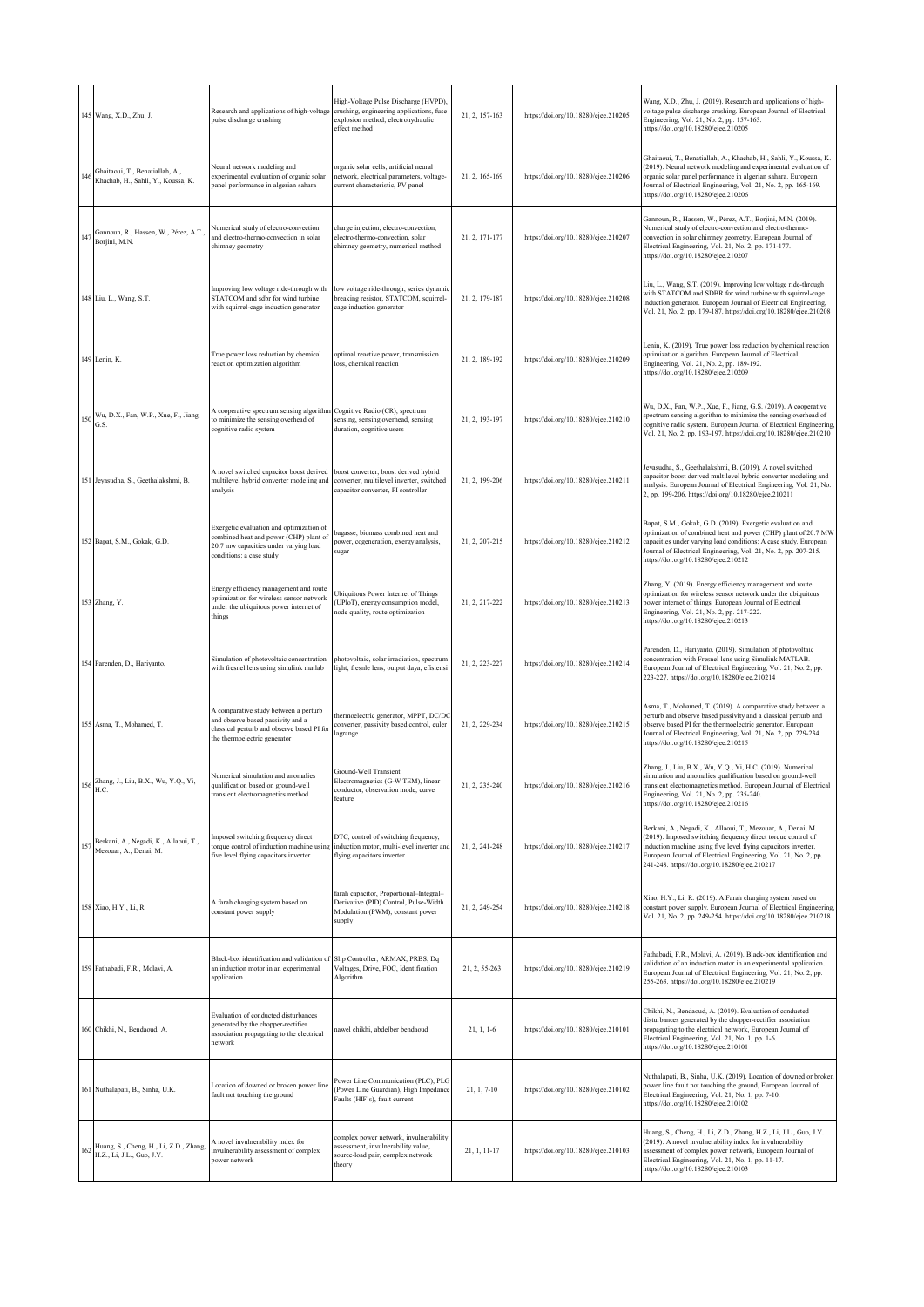| | | | | | | |
|---|---|---|---|---|---|---|
| 145 | Wang, X.D., Zhu, J. | Research and applications of high-voltage pulse discharge crushing | High-Voltage Pulse Discharge (HVPD), crushing, engineering applications, fuse explosion method, electrohydraulic effect method | 21, 2, 157-163 | https://doi.org/10.18280/ejee.210205 | Wang, X.D., Zhu, J. (2019). Research and applications of high-voltage pulse discharge crushing. European Journal of Electrical Engineering, Vol. 21, No. 2, pp. 157-163. https://doi.org/10.18280/ejee.210205 |
| 146 | Ghaitaoui, T., Benatiallah, A., Khachab, H., Sahli, Y., Koussa, K. | Neural network modeling and experimental evaluation of organic solar panel performance in algerian sahara | organic solar cells, artificial neural network, electrical parameters, voltage-current characteristic, PV panel | 21, 2, 165-169 | https://doi.org/10.18280/ejee.210206 | Ghaitaoui, T., Benatiallah, A., Khachab, H., Sahli, Y., Koussa, K. (2019). Neural network modeling and experimental evaluation of organic solar panel performance in algerian sahara. European Journal of Electrical Engineering, Vol. 21, No. 2, pp. 165-169. https://doi.org/10.18280/ejee.210206 |
| 147 | Gannoun, R., Hassen, W., Pérez, A.T., Borjini, M.N. | Numerical study of electro-convection and electro-thermo-convection in solar chimney geometry | charge injection, electro-convection, electro-thermo-convection, solar chimney geometry, numerical method | 21, 2, 171-177 | https://doi.org/10.18280/ejee.210207 | Gannoun, R., Hassen, W., Pérez, A.T., Borjini, M.N. (2019). Numerical study of electro-convection and electro-thermo-convection in solar chimney geometry. European Journal of Electrical Engineering, Vol. 21, No. 2, pp. 171-177. https://doi.org/10.18280/ejee.210207 |
| 148 | Liu, L., Wang, S.T. | Improving low voltage ride-through with STATCOM and sdbr for wind turbine with squirrel-cage induction generator | low voltage ride-through, series dynamic breaking resistor, STATCOM, squirrel-cage induction generator | 21, 2, 179-187 | https://doi.org/10.18280/ejee.210208 | Liu, L., Wang, S.T. (2019). Improving low voltage ride-through with STATCOM and SDBR for wind turbine with squirrel-cage induction generator. European Journal of Electrical Engineering, Vol. 21, No. 2, pp. 179-187. https://doi.org/10.18280/ejee.210208 |
| 149 | Lenin, K. | True power loss reduction by chemical reaction optimization algorithm | optimal reactive power, transmission loss, chemical reaction | 21, 2, 189-192 | https://doi.org/10.18280/ejee.210209 | Lenin, K. (2019). True power loss reduction by chemical reaction optimization algorithm. European Journal of Electrical Engineering, Vol. 21, No. 2, pp. 189-192. https://doi.org/10.18280/ejee.210209 |
| 150 | Wu, D.X., Fan, W.P., Xue, F., Jiang, G.S. | A cooperative spectrum sensing algorithm to minimize the sensing overhead of cognitive radio system | Cognitive Radio (CR), spectrum sensing, sensing overhead, sensing duration, cognitive users | 21, 2, 193-197 | https://doi.org/10.18280/ejee.210210 | Wu, D.X., Fan, W.P., Xue, F., Jiang, G.S. (2019). A cooperative spectrum sensing algorithm to minimize the sensing overhead of cognitive radio system. European Journal of Electrical Engineering, Vol. 21, No. 2, pp. 193-197. https://doi.org/10.18280/ejee.210210 |
| 151 | Jeyasudha, S., Geethalakshmi, B. | A novel switched capacitor boost derived multilevel hybrid converter modeling and analysis | boost converter, boost derived hybrid converter, multilevel inverter, switched capacitor converter, PI controller | 21, 2, 199-206 | https://doi.org/10.18280/ejee.210211 | Jeyasudha, S., Geethalakshmi, B. (2019). A novel switched capacitor boost derived multilevel hybrid converter modeling and analysis. European Journal of Electrical Engineering, Vol. 21, No. 2, pp. 199-206. https://doi.org/10.18280/ejee.210211 |
| 152 | Bapat, S.M., Gokak, G.D. | Exergetic evaluation and optimization of combined heat and power (CHP) plant of 20.7 mw capacities under varying load conditions: a case study | bagasse, biomass combined heat and power, cogeneration, exergy analysis, sugar | 21, 2, 207-215 | https://doi.org/10.18280/ejee.210212 | Bapat, S.M., Gokak, G.D. (2019). Exergetic evaluation and optimization of combined heat and power (CHP) plant of 20.7 MW capacities under varying load conditions: A case study. European Journal of Electrical Engineering, Vol. 21, No. 2, pp. 207-215. https://doi.org/10.18280/ejee.210212 |
| 153 | Zhang, Y. | Energy efficiency management and route optimization for wireless sensor network under the ubiquitous power internet of things | Ubiquitous Power Internet of Things (UPIoT), energy consumption model, node quality, route optimization | 21, 2, 217-222 | https://doi.org/10.18280/ejee.210213 | Zhang, Y. (2019). Energy efficiency management and route optimization for wireless sensor network under the ubiquitous power internet of things. European Journal of Electrical Engineering, Vol. 21, No. 2, pp. 217-222. https://doi.org/10.18280/ejee.210213 |
| 154 | Parenden, D., Hariyanto. | Simulation of photovoltaic concentration with fresnel lens using simulink matlab | photovoltaic, solar irradiation, spectrum light, fresnle lens, output daya, efisiensi | 21, 2, 223-227 | https://doi.org/10.18280/ejee.210214 | Parenden, D., Hariyanto. (2019). Simulation of photovoltaic concentration with Fresnel lens using Simulink MATLAB. European Journal of Electrical Engineering, Vol. 21, No. 2, pp. 223-227. https://doi.org/10.18280/ejee.210214 |
| 155 | Asma, T., Mohamed, T. | A comparative study between a perturb and observe based passivity and a classical perturb and observe based PI for the thermoelectric generator | thermoelectric generator, MPPT, DC/DC converter, passivity based control, euler lagrange | 21, 2, 229-234 | https://doi.org/10.18280/ejee.210215 | Asma, T., Mohamed, T. (2019). A comparative study between a perturb and observe based passivity and a classical perturb and observe based PI for the thermoelectric generator. European Journal of Electrical Engineering, Vol. 21, No. 2, pp. 229-234. https://doi.org/10.18280/ejee.210215 |
| 156 | Zhang, J., Liu, B.X., Wu, Y.Q., Yi, H.C. | Numerical simulation and anomalies qualification based on ground-well transient electromagnetics method | Ground-Well Transient Electromagnetics (G-W TEM), linear conductor, observation mode, curve feature | 21, 2, 235-240 | https://doi.org/10.18280/ejee.210216 | Zhang, J., Liu, B.X., Wu, Y.Q., Yi, H.C. (2019). Numerical simulation and anomalies qualification based on ground-well transient electromagnetics method. European Journal of Electrical Engineering, Vol. 21, No. 2, pp. 235-240. https://doi.org/10.18280/ejee.210216 |
| 157 | Berkani, A., Negadi, K., Allaoui, T., Mezouar, A., Denai, M. | Imposed switching frequency direct torque control of induction machine using five level flying capacitors inverter | DTC, control of switching frequency, induction motor, multi-level inverter and flying capacitors inverter | 21, 2, 241-248 | https://doi.org/10.18280/ejee.210217 | Berkani, A., Negadi, K., Allaoui, T., Mezouar, A., Denai, M. (2019). Imposed switching frequency direct torque control of induction machine using five level flying capacitors inverter. European Journal of Electrical Engineering, Vol. 21, No. 2, pp. 241-248. https://doi.org/10.18280/ejee.210217 |
| 158 | Xiao, H.Y., Li, R. | A farah charging system based on constant power supply | farah capacitor, Proportional–Integral–Derivative (PID) Control, Pulse-Width Modulation (PWM), constant power supply | 21, 2, 249-254 | https://doi.org/10.18280/ejee.210218 | Xiao, H.Y., Li, R. (2019). A Farah charging system based on constant power supply. European Journal of Electrical Engineering, Vol. 21, No. 2, pp. 249-254. https://doi.org/10.18280/ejee.210218 |
| 159 | Fathabadi, F.R., Molavi, A. | Black-box identification and validation of an induction motor in an experimental application | Slip Controller, ARMAX, PRBS, Dq Voltages, Drive, FOC, Identification Algorithm | 21, 2, 55-263 | https://doi.org/10.18280/ejee.210219 | Fathabadi, F.R., Molavi, A. (2019). Black-box identification and validation of an induction motor in an experimental application. European Journal of Electrical Engineering, Vol. 21, No. 2, pp. 255-263. https://doi.org/10.18280/ejee.210219 |
| 160 | Chikhi, N., Bendaoud, A. | Evaluation of conducted disturbances generated by the chopper-rectifier association propagating to the electrical network | nawel chikhi, abdelber bendaoud | 21, 1, 1-6 | https://doi.org/10.18280/ejee.210101 | Chikhi, N., Bendaoud, A. (2019). Evaluation of conducted disturbances generated by the chopper-rectifier association propagating to the electrical network, European Journal of Electrical Engineering, Vol. 21, No. 1, pp. 1-6. https://doi.org/10.18280/ejee.210101 |
| 161 | Nuthalapati, B., Sinha, U.K. | Location of downed or broken power line fault not touching the ground | Power Line Communication (PLC), PLG (Power Line Guardian), High Impedance Faults (HIF's), fault current | 21, 1, 7-10 | https://doi.org/10.18280/ejee.210102 | Nuthalapati, B., Sinha, U.K. (2019). Location of downed or broken power line fault not touching the ground, European Journal of Electrical Engineering, Vol. 21, No. 1, pp. 7-10. https://doi.org/10.18280/ejee.210102 |
| 162 | Huang, S., Cheng, H., Li, Z.D., Zhang, H.Z., Li, J.L., Guo, J.Y. | A novel invulnerability index for invulnerability assessment of complex power network | complex power network, invulnerability assessment, invulnerability value, source-load pair, complex network theory | 21, 1, 11-17 | https://doi.org/10.18280/ejee.210103 | Huang, S., Cheng, H., Li, Z.D., Zhang, H.Z., Li, J.L., Guo, J.Y. (2019). A novel invulnerability index for invulnerability assessment of complex power network, European Journal of Electrical Engineering, Vol. 21, No. 1, pp. 11-17. https://doi.org/10.18280/ejee.210103 |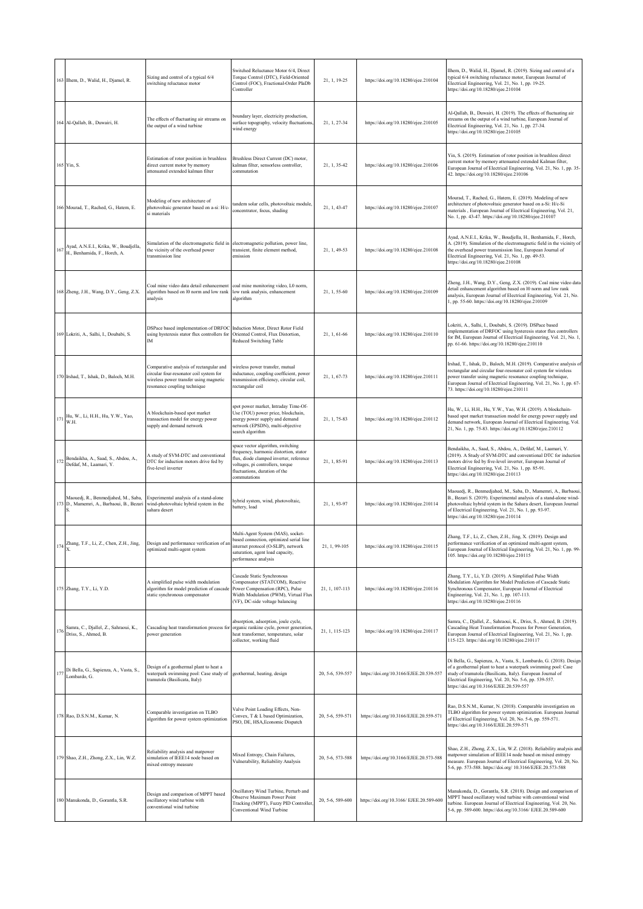| | | | | | | |
|---|---|---|---|---|---|---|
| 163 | Ilhem, D., Walid, H., Djamel, R. | Sizing and control of a typical 6/4 switching reluctance motor | Switched Reluctance Motor 6/4, Direct Torque Control (DTC), Field-Oriented Control (FOC), Fractional-Order PIaDb Controller | 21, 1, 19-25 | https://doi.org/10.18280/ejee.210104 | Ilhem, D., Walid, H., Djamel, R. (2019). Sizing and control of a typical 6/4 switching reluctance motor, European Journal of Electrical Engineering, Vol. 21, No. 1, pp. 19-25. https://doi.org/10.18280/ejee.210104 |
| 164 | Al-Qallab, B., Duwairi, H. | The effects of fluctuating air streams on the output of a wind turbine | boundary layer, electricity production, surface topography, velocity fluctuations, wind energy | 21, 1, 27-34 | https://doi.org/10.18280/ejee.210105 | Al-Qallab, B., Duwairi, H. (2019). The effects of fluctuating air streams on the output of a wind turbine, European Journal of Electrical Engineering, Vol. 21, No. 1, pp. 27-34. https://doi.org/10.18280/ejee.210105 |
| 165 | Yin, S. | Estimation of rotor position in brushless direct current motor by memory attenuated extended kalman filter | Brushless Direct Current (DC) motor, kalman filter, sensorless controller, commutation | 21, 1, 35-42 | https://doi.org/10.18280/ejee.210106 | Yin, S. (2019). Estimation of rotor position in brushless direct current motor by memory attenuated extended Kalman filter, European Journal of Electrical Engineering, Vol. 21, No. 1, pp. 35-42. https://doi.org/10.18280/ejee.210106 |
| 166 | Mourad, T., Rached, G., Hatem, E. | Modeling of new architecture of photovoltaic generator based on a-si: H/c-si materials | tandem solar cells, photovoltaic module, concentrator, focus, shading | 21, 1, 43-47 | https://doi.org/10.18280/ejee.210107 | Mourad, T., Rached, G., Hatem, E. (2019). Modeling of new architecture of photovoltaic generator based on a-Si: H/c-Si materials , European Journal of Electrical Engineering, Vol. 21, No. 1, pp. 43-47. https://doi.org/10.18280/ejee.210107 |
| 167 | Ayad, A.N.E.I., Krika, W., Boudjella, H., Benhamida, F., Horch, A. | Simulation of the electromagnetic field in the vicinity of the overhead power transmission line | electromagnetic pollution, power line, transient, finite element method, emission | 21, 1, 49-53 | https://doi.org/10.18280/ejee.210108 | Ayad, A.N.E.I., Krika, W., Boudjella, H., Benhamida, F., Horch, A. (2019). Simulation of the electromagnetic field in the vicinity of the overhead power transmission line, European Journal of Electrical Engineering, Vol. 21, No. 1, pp. 49-53. https://doi.org/10.18280/ejee.210108 |
| 168 | Zheng, J.H., Wang, D.Y., Geng, Z.X. | Coal mine video data detail enhancement algorithm based on l0 norm and low rank analysis | coal mine monitoring video, L0 norm, low rank analysis, enhancement algorithm | 21, 1, 55-60 | https://doi.org/10.18280/ejee.210109 | Zheng, J.H., Wang, D.Y., Geng, Z.X. (2019). Coal mine video data detail enhancement algorithm based on l0 norm and low rank analysis, European Journal of Electrical Engineering, Vol. 21, No. 1, pp. 55-60. https://doi.org/10.18280/ejee.210109 |
| 169 | Lokriti, A., Salhi, I., Doubabi, S. | DSPace based implementation of DRFOC using hysteresis stator flux controllers for IM | Induction Motor, Direct Rotor Field Oriented Control, Flux Distortion, Reduced Switching Table | 21, 1, 61-66 | https://doi.org/10.18280/ejee.210110 | Lokriti, A., Salhi, I., Doubabi, S. (2019). DSPace based implementation of DRFOC using hysteresis stator flux controllers for IM, European Journal of Electrical Engineering, Vol. 21, No. 1, pp. 61-66. https://doi.org/10.18280/ejee.210110 |
| 170 | Irshad, T., Ishak, D., Baloch, M.H. | Comparative analysis of rectangular and circular four-resonator coil system for wireless power transfer using magnetic resonance coupling technique | wireless power transfer, mutual inductance, coupling coefficient, power transmission efficiency, circular coil, rectangular coil | 21, 1, 67-73 | https://doi.org/10.18280/ejee.210111 | Irshad, T., Ishak, D., Baloch, M.H. (2019). Comparative analysis of rectangular and circular four-resonator coil system for wireless power transfer using magnetic resonance coupling technique, European Journal of Electrical Engineering, Vol. 21, No. 1, pp. 67-73. https://doi.org/10.18280/ejee.210111 |
| 171 | Hu, W., Li, H.H., Hu, Y.W., Yao, W.H. | A blockchain-based spot market transaction model for energy power supply and demand network | spot power market, Intraday Time-Of-Use (TOU) power price, blockchain, energy power supply and demand network (EPSDN), multi-objective search algorithm | 21, 1, 75-83 | https://doi.org/10.18280/ejee.210112 | Hu, W., Li, H.H., Hu, Y.W., Yao, W.H. (2019). A blockchain-based spot market transaction model for energy power supply and demand network, European Journal of Electrical Engineering, Vol. 21, No. 1, pp. 75-83. https://doi.org/10.18280/ejee.210112 |
| 172 | Bendaikha, A., Saad, S., Abdou, A., Defdaf, M., Laamari, Y. | A study of SVM-DTC and conventional DTC for induction motors fed by five-level inverter | space vector algorithm, switching frequency, harmonic distortion, stator flux, diode clamped inverter, reference voltages, pi controllers, torque fluctuations, duration of the commutations | 21, 1, 85-91 | https://doi.org/10.18280/ejee.210113 | Bendaikha, A., Saad, S., Abdou, A., Defdaf, M., Laamari, Y. (2019). A Study of SVM-DTC and conventional DTC for induction motors drive fed by five-level inverter, European Journal of Electrical Engineering, Vol. 21, No. 1, pp. 85-91. https://doi.org/10.18280/ejee.210113 |
| 173 | Maouedj, R., Benmedjahed, M., Saba, D., Mamemri, A., Barbaoui, B., Bezari S. | Experimental analysis of a stand-alone wind-photovoltaic hybrid system in the sahara desert | hybrid system, wind, photovoltaic, battery, load | 21, 1, 93-97 | https://doi.org/10.18280/ejee.210114 | Maouedj, R., Benmedjahed, M., Saba, D., Mamemri, A., Barbaoui, B., Bezari S. (2019). Experimental analysis of a stand-alone wind-photovoltaic hybrid system in the Sahara desert, European Journal of Electrical Engineering, Vol. 21, No. 1, pp. 93-97. https://doi.org/10.18280/ejee.210114 |
| 174 | Zhang, T.F., Li, Z., Chen, Z.H., Jing, X. | Design and performance verification of an optimized multi-agent system | Multi-Agent System (MAS), socket-based connection, optimized serial line internet protocol (O-SLIP), network saturation, agent load capacity, performance analysis | 21, 1, 99-105 | https://doi.org/10.18280/ejee.210115 | Zhang, T.F., Li, Z., Chen, Z.H., Jing, X. (2019). Design and performance verification of an optimized multi-agent system, European Journal of Electrical Engineering, Vol. 21, No. 1, pp. 99-105. https://doi.org/10.18280/ejee.210115 |
| 175 | Zhang, T.Y., Li, Y.D. | A simplified pulse width modulation algorithm for model prediction of cascade static synchronous compensator | Cascade Static Synchronous Compensator (STATCOM), Reactive Power Compensation (RPC), Pulse Width Modulation (PWM), Virtual Flux (VF), DC-side voltage balancing | 21, 1, 107-113 | https://doi.org/10.18280/ejee.210116 | Zhang, T.Y., Li, Y.D. (2019). A Simplified Pulse Width Modulation Algorithm for Model Prediction of Cascade Static Synchronous Compensator, European Journal of Electrical Engineering, Vol. 21, No. 1, pp. 107-113. https://doi.org/10.18280/ejee.210116 |
| 176 | Samra, C., Djallel, Z., Sahraoui, K., Driss, S., Ahmed, B. | Cascading heat transformation process for power generation | absorption, adsorption, joule cycle, organic rankine cycle, power generation, heat transformer, temperature, solar collector, working fluid | 21, 1, 115-123 | https://doi.org/10.18280/ejee.210117 | Samra, C., Djallel, Z., Sahraoui, K., Driss, S., Ahmed, B. (2019). Cascading Heat Transformation Process for Power Generation, European Journal of Electrical Engineering, Vol. 21, No. 1, pp. 115-123. https://doi.org/10.18280/ejee.210117 |
| 177 | Di Bella, G., Sapienza, A., Vasta, S., Lombardo, G. | Design of a geothermal plant to heat a waterpark swimming pool: Case study of tramutola (Basilicata, Italy) | geothermal, heating, design | 20, 5-6, 539-557 | https://doi.org/10.3166/EJEE.20.539-557 | Di Bella, G., Sapienza, A., Vasta, S., Lombardo, G. (2018). Design of a geothermal plant to heat a waterpark swimming pool: Case study of tramutola (Basilicata, Italy). European Journal of Electrical Engineering, Vol. 20, No. 5-6, pp. 539-557. https://doi.org/10.3166/EJEE.20.539-557 |
| 178 | Rao, D.S.N.M., Kumar, N. | Comparable investigation on TLBO algorithm for power system optimization | Valve Point Loading Effects, Non-Convex, T & L based Optimization, PSO, DE, HSA,Economic Dispatch | 20, 5-6, 559-571 | https://doi.org/10.3166/EJEE.20.559-571 | Rao, D.S.N.M., Kumar, N. (2018). Comparable investigation on TLBO algorithm for power system optimization. European Journal of Electrical Engineering, Vol. 20, No. 5-6, pp. 559-571. https://doi.org/10.3166/EJEE.20.559-571 |
| 179 | Shao, Z.H., Zhong, Z.X., Lin, W.Z. | Reliability analysis and matpower simulation of IEEE14 node based on mixed entropy measure | Mixed Entropy, Chain Failures, Vulnerability, Reliability Analysis | 20, 5-6, 573-588 | https://doi.org/10.3166/EJEE.20.573-588 | Shao, Z.H., Zhong, Z.X., Lin, W.Z. (2018). Reliability analysis and matpower simulation of IEEE14 node based on mixed entropy measure. European Journal of Electrical Engineering, Vol. 20, No. 5-6, pp. 573-588. https://doi.org/ 10.3166/EJEE.20.573-588 |
| 180 | Manukonda, D., Gorantla, S.R. | Design and comparison of MPPT based oscillatory wind turbine with conventional wind turbine | Oscillatory Wind Turbine, Perturb and Observe Maximum Power Point Tracking (MPPT), Fuzzy PID Controller, Conventional Wind Turbine | 20, 5-6, 589-600 | https://doi.org/10.3166/ EJEE.20.589-600 | Manukonda, D., Gorantla, S.R. (2018). Design and comparison of MPPT based oscillatory wind turbine with conventional wind turbine. European Journal of Electrical Engineering, Vol. 20, No. 5-6, pp. 589-600. https://doi.org/10.3166/ EJEE.20.589-600 |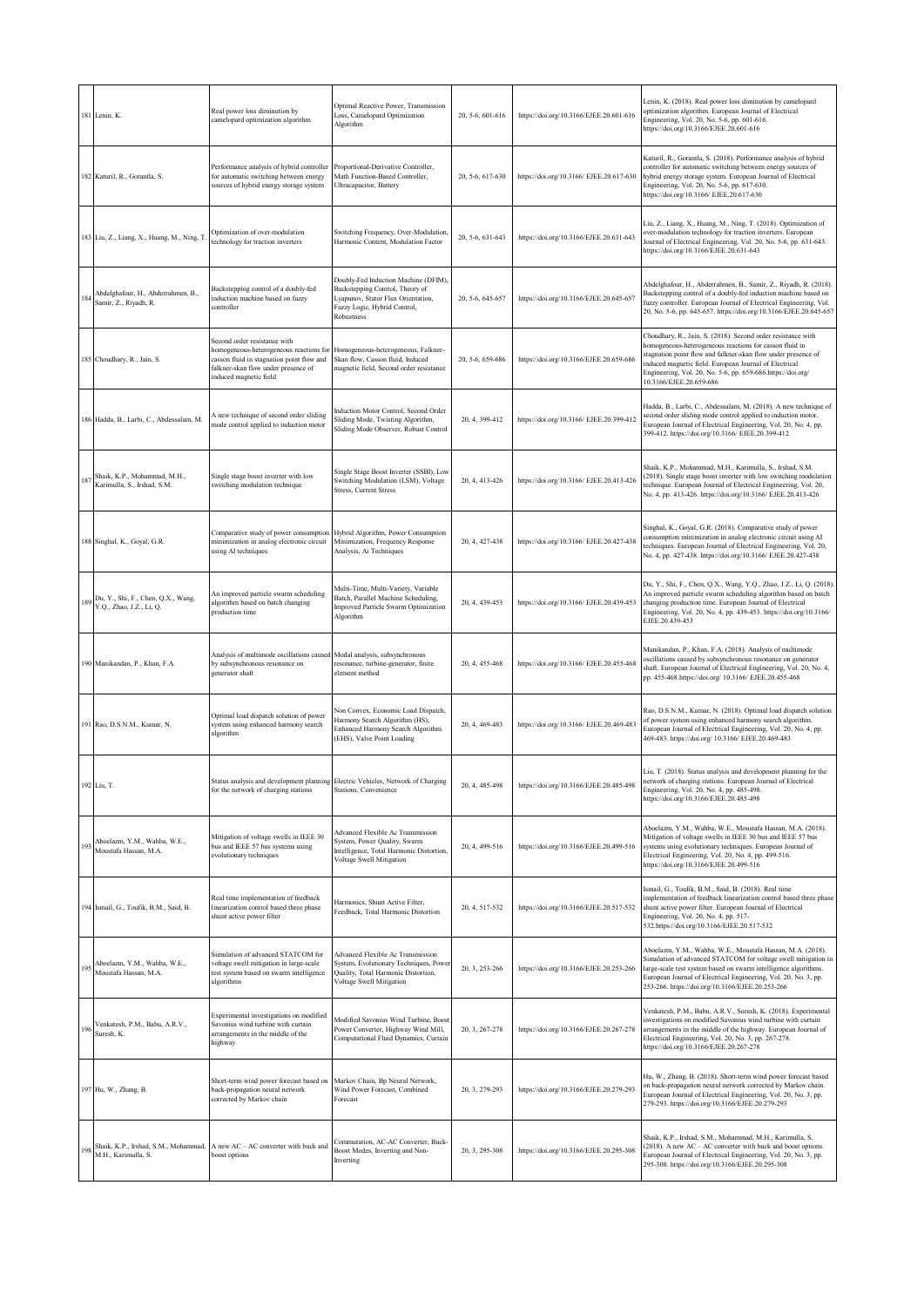| | | | | | | |
|---|---|---|---|---|---|---|
| 181 | Lenin, K. | Real power loss diminution by camelopard optimization algorithm | Optimal Reactive Power, Transmission Loss, Camelopard Optimization Algorithm | 20, 5-6, 601-616 | https://doi.org/10.3166/EJEE.20.601-616 | Lenin, K. (2018). Real power loss diminution by camelopard optimization algorithm. European Journal of Electrical Engineering, Vol. 20, No. 5-6, pp. 601-616. https://doi.org/10.3166/EJEE.20.601-616 |
| 182 | Katuril, R., Gorantla, S. | Performance analysis of hybrid controller for automatic switching between energy sources of hybrid energy storage system | Proportional-Derivative Controller, Math Function-Based Controller, Ultracapacitor, Battery | 20, 5-6, 617-630 | https://doi.org/10.3166/ EJEE.20.617-630 | Katuril, R., Gorantla, S. (2018). Performance analysis of hybrid controller for automatic switching between energy sources of hybrid energy storage system. European Journal of Electrical Engineering, Vol. 20, No. 5-6, pp. 617-630. https://doi.org/10.3166/ EJEE.20.617-630 |
| 183 | Liu, Z., Liang, X., Huang, M., Ning, T. | Optimization of over-modulation technology for traction inverters | Switching Frequency, Over-Modulation, Harmonic Content, Modulation Factor | 20, 5-6, 631-643 | https://doi.org/10.3166/EJEE.20.631-643 | Liu, Z., Liang, X., Huang, M., Ning, T. (2018). Optimization of over-modulation technology for traction inverters. European Journal of Electrical Engineering, Vol. 20, No. 5-6, pp. 631-643. https://doi.org/10.3166/EJEE.20.631-643 |
| 184 | Abdelghafour, H., Abderrahmen, B., Samir, Z., Riyadh, R. | Backstepping control of a doubly-fed induction machine based on fuzzy controller | Doubly-Fed Induction Machine (DFIM), Backstepping Control, Theory of Lyapunov, Stator Flux Orientation, Fuzzy Logic, Hybrid Control, Robustness | 20, 5-6, 645-657 | https://doi.org/10.3166/EJEE.20.645-657 | Abdelghafour, H., Abderrahmen, B., Samir, Z., Riyadh, R. (2018). Backstepping control of a doubly-fed induction machine based on fuzzy controller. European Journal of Electrical Engineering, Vol. 20, No. 5-6, pp. 645-657. https://doi.org/10.3166/EJEE.20.645-657 |
| 185 | Choudhary, R., Jain, S. | Second order resistance with homogeneous-heterogeneous reactions for casson fluid in stagnation point flow and falkner-skan flow under presence of induced magnetic field | Homogeneous-heterogeneous, Falkner-Skan flow, Casson fluid, Induced magnetic field, Second order resistance | 20, 5-6, 659-686 | https://doi.org/10.3166/EJEE.20.659-686 | Choudhary, R., Jain, S. (2018). Second order resistance with homogeneous-heterogeneous reactions for casson fluid in stagnation point flow and falkner-skan flow under presence of induced magnetic field. European Journal of Electrical Engineering, Vol. 20, No. 5-6, pp. 659-686.https://doi.org/ 10.3166/EJEE.20.659-686 |
| 186 | Hadda, B., Larbi, C., Abdessalam, M. | A new technique of second order sliding mode control applied to induction motor | Induction Motor Control, Second Order Sliding Mode, Twisting Algorithm, Sliding Mode Observer, Robust Control | 20, 4, 399-412 | https://doi.org/10.3166/ EJEE.20.399-412 | Hadda, B., Larbi, C., Abdessalam, M. (2018). A new technique of second order sliding mode control applied to induction motor. European Journal of Electrical Engineering, Vol. 20, No. 4, pp. 399-412. https://doi.org/10.3166/ EJEE.20.399-412 |
| 187 | Shaik, K.P., Mohammad, M.H., Karimulla, S., Irshad, S.M. | Single stage boost inverter with low switching modulation technique | Single Stage Boost Inverter (SSBI), Low Switching Modulation (LSM), Voltage Stress, Current Stress | 20, 4, 413-426 | https://doi.org/10.3166/ EJEE.20.413-426 | Shaik, K.P., Mohammad, M.H., Karimulla, S., Irshad, S.M. (2018). Single stage boost inverter with low switching modulation technique. European Journal of Electrical Engineering, Vol. 20, No. 4, pp. 413-426. https://doi.org/10.3166/ EJEE.20.413-426 |
| 188 | Singhal, K., Goyal, G.R. | Comparative study of power consumption minimization in analog electronic circuit using AI techniques | Hybrid Algorithm, Power Consumption Minimization, Frequency Response Analysis, Ai Techniques | 20, 4, 427-438 | https://doi.org/10.3166/ EJEE.20.427-438 | Singhal, K., Goyal, G.R. (2018). Comparative study of power consumption minimization in analog electronic circuit using AI techniques. European Journal of Electrical Engineering, Vol. 20, No. 4, pp. 427-438. https://doi.org/10.3166/ EJEE.20.427-438 |
| 189 | Du, Y., Shi, F., Chen, Q.X., Wang, Y.Q., Zhao, J.Z., Li, Q. | An improved particle swarm scheduling algorithm based on batch changing production time | Multi-Time, Multi-Variety, Variable Batch, Parallel Machine Scheduling, Improved Particle Swarm Optimization Algorithm | 20, 4, 439-453 | https://doi.org/10.3166/ EJEE.20.439-453 | Du, Y., Shi, F., Chen, Q.X., Wang, Y.Q., Zhao, J.Z., Li, Q. (2018). An improved particle swarm scheduling algorithm based on batch changing production time. European Journal of Electrical Engineering, Vol. 20, No. 4, pp. 439-453. https://doi.org/10.3166/ EJEE.20.439-453 |
| 190 | Manikandan, P., Khan, F.A. | Analysis of multimode oscillations caused by subsynchronous resonance on generator shaft | Modal analysis, subsynchronous resonance, turbine-generator, finite element method | 20, 4, 455-468 | https://doi.org/10.3166/ EJEE.20.455-468 | Manikandan, P., Khan, F.A. (2018). Analysis of multimode oscillations caused by subsynchronous resonance on generator shaft. European Journal of Electrical Engineering, Vol. 20, No. 4, pp. 455-468.https://doi.org/ 10.3166/ EJEE.20.455-468 |
| 191 | Rao, D.S.N.M., Kumar, N. | Optimal load dispatch solution of power system using enhanced harmony search algorithm | Non Convex, Economic Load Dispatch, Harmony Search Algorithm (HS), Enhanced Harmony Search Algorithm (EHS), Valve Point Loading | 20, 4, 469-483 | https://doi.org/10.3166/ EJEE.20.469-483 | Rao, D.S.N.M., Kumar, N. (2018). Optimal load dispatch solution of power system using enhanced harmony search algorithm. European Journal of Electrical Engineering, Vol. 20, No. 4, pp. 469-483. https://doi.org/ 10.3166/ EJEE.20.469-483 |
| 192 | Liu, T. | Status analysis and development planning for the network of charging stations | Electric Vehicles, Network of Charging Stations, Convenience | 20, 4, 485-498 | https://doi.org/10.3166/EJEE.20.485-498 | Liu, T. (2018). Status analysis and development planning for the network of charging stations. European Journal of Electrical Engineering, Vol. 20, No. 4, pp. 485-498. https://doi.org/10.3166/EJEE.20.485-498 |
| 193 | Aboelazm, Y.M., Wahba, W.E., Moustafa Hassan, M.A. | Mitigation of voltage swells in IEEE 30 bus and IEEE 57 bus systems using evolutionary techniques | Advanced Flexible Ac Transmission System, Power Quality, Swarm Intelligence, Total Harmonic Distortion, Voltage Swell Mitigation | 20, 4, 499-516 | https://doi.org/10.3166/EJEE.20.499-516 | Aboelazm, Y.M., Wahba, W.E., Moustafa Hassan, M.A. (2018). Mitigation of voltage swells in IEEE 30 bus and IEEE 57 bus systems using evolutionary techniques. European Journal of Electrical Engineering, Vol. 20, No. 4, pp. 499-516. https://doi.org/10.3166/EJEE.20.499-516 |
| 194 | Ismail, G., Toufik, B.M., Said, B. | Real time implementation of feedback linearization control based three phase shunt active power filter | Harmonics, Shunt Active Filter, Feedback, Total Harmonic Distortion | 20, 4, 517-532 | https://doi.org/10.3166/EJEE.20.517-532 | Ismail, G., Toufik, B.M., Said, B. (2018). Real time implementation of feedback linearization control based three phase shunt active power filter. European Journal of Electrical Engineering, Vol. 20, No. 4, pp. 517-532.https://doi.org/10.3166/EJEE.20.517-532 |
| 195 | Aboelazm, Y.M., Wahba, W.E., Moustafa Hassan, M.A. | Simulation of advanced STATCOM for voltage swell mitigation in large-scale test system based on swarm intelligence algorithms | Advanced Flexible Ac Transmission System, Evolutionary Techniques, Power Quality, Total Harmonic Distortion, Voltage Swell Mitigation | 20, 3, 253-266 | https://doi.org/10.3166/EJEE.20.253-266 | Aboelazm, Y.M., Wahba, W.E., Moustafa Hassan, M.A. (2018). Simulation of advanced STATCOM for voltage swell mitigation in large-scale test system based on swarm intelligence algorithms. European Journal of Electrical Engineering, Vol. 20, No. 3, pp. 253-266. https://doi.org/10.3166/EJEE.20.253-266 |
| 196 | Venkatesh, P.M., Babu, A.R.V., Suresh, K. | Experimental investigations on modified Savonius wind turbine with curtain arrangements in the middle of the highway | Modified Savonius Wind Turbine, Boost Power Converter, Highway Wind Mill, Computational Fluid Dynamics, Curtain | 20, 3, 267-278 | https://doi.org/10.3166/EJEE.20.267-278 | Venkatesh, P.M., Babu, A.R.V., Suresh, K. (2018). Experimental investigations on modified Savonius wind turbine with curtain arrangements in the middle of the highway. European Journal of Electrical Engineering, Vol. 20, No. 3, pp. 267-278. https://doi.org/10.3166/EJEE.20.267-278 |
| 197 | Hu, W., Zhang, B. | Short-term wind power forecast based on back-propagation neural network corrected by Markov chain | Markov Chain, Bp Neural Network, Wind Power Forecast, Combined Forecast | 20, 3, 279-293 | https://doi.org/10.3166/EJEE.20.279-293 | Hu, W., Zhang, B. (2018). Short-term wind power forecast based on back-propagation neural network corrected by Markov chain. European Journal of Electrical Engineering, Vol. 20, No. 3, pp. 279-293. https://doi.org/10.3166/EJEE.20.279-293 |
| 198 | Shaik, K.P., Irshad, S.M., Mohammad, M.H., Karimulla, S. | A new AC – AC converter with buck and boost options | Commutation, AC-AC Converter, Buck-Boost Modes, Inverting and Non-Inverting | 20, 3, 295-308 | https://doi.org/10.3166/EJEE.20.295-308 | Shaik, K.P., Irshad, S.M., Mohammad, M.H., Karimulla, S. (2018). A new AC – AC converter with buck and boost options. European Journal of Electrical Engineering, Vol. 20, No. 3, pp. 295-308. https://doi.org/10.3166/EJEE.20.295-308 |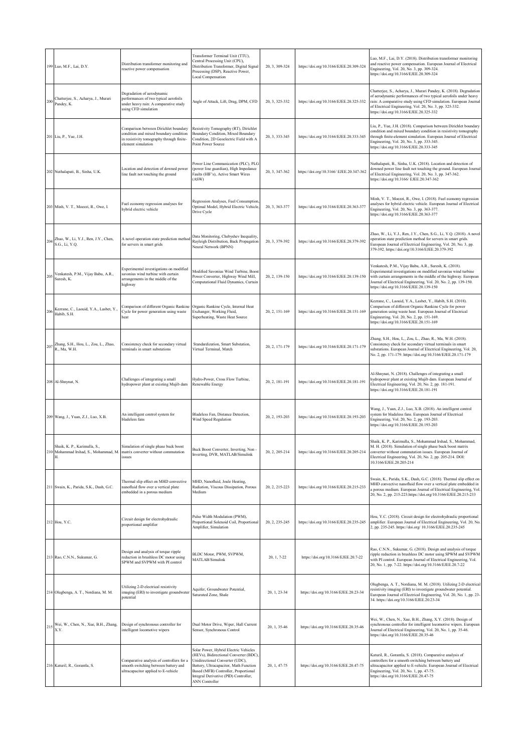| | | | | | | |
|---|---|---|---|---|---|---|
| 199 | Luo, M.F., Lai, D.Y. | Distribution transformer monitoring and reactive power compensation | Transformer Terminal Unit (TTU), Central Processing Unit (CPU), Distribution Transformer, Digital Signal Processing (DSP), Reactive Power, Local Compensation | 20, 3, 309-324 | https://doi.org/10.3166/EJEE.20.309-324 | Luo, M.F., Lai, D.Y. (2018). Distribution transformer monitoring and reactive power compensation. European Journal of Electrical Engineering, Vol. 20, No. 3, pp. 309-324. https://doi.org/10.3166/EJEE.20.309-324 |
| 200 | Chatterjee, S., Acharya, J., Murari Pandey, K. | Degradation of aerodynamic performances of two typical aerofoils under heavy rain: A comparative study using CFD simulation | Angle of Attack, Lift, Drag, DPM, CFD | 20, 3, 325-332 | https://doi.org/10.3166/EJEE.20.325-332 | Chatterjee, S., Acharya, J., Murari Pandey, K. (2018). Degradation of aerodynamic performances of two typical aerofoils under heavy rain: A comparative study using CFD simulation. European Journal of Electrical Engineering, Vol. 20, No. 3, pp. 325-332. https://doi.org/10.3166/EJEE.20.325-332 |
| 201 | Liu, P., Yue, J.H. | Comparison between Dirichlet boundary condition and mixed boundary condition in resistivity tomography through finite-element simulation | Resistivity Tomography (RT), Dirichlet Boundary Condition, Mixed Boundary Condition, 2D Geoelectric Field with A Point Power Source | 20, 3, 333-345 | https://doi.org/10.3166/EJEE.20.333-345 | Liu, P., Yue, J.H. (2018). Comparison between Dirichlet boundary condition and mixed boundary condition in resistivity tomography through finite-element simulation. European Journal of Electrical Engineering, Vol. 20, No. 3, pp. 333-345. https://doi.org/10.3166/EJEE.20.333-345 |
| 202 | Nuthalapati, B., Sinha, U.K. | Location and detection of downed power line fault not touching the ground | Power Line Communication (PLC), PLG (power line guardian), High Impedance Faults (HIF's), Active Smart Wires (ASW) | 20, 3, 347-362 | https://doi.org/10.3166/ EJEE.20.347-362 | Nuthalapati, B., Sinha, U.K. (2018). Location and detection of downed power line fault not touching the ground. European Journal of Electrical Engineering, Vol. 20, No. 3, pp. 347-362. https://doi.org/10.3166/ EJEE.20.347-362 |
| 203 | Minh, V. T., Moezzi, R., Owe, I. | Fuel economy regression analyses for hybrid electric vehicle | Regression Analyses, Fuel Consumption, Optimal Model, Hybrid Electric Vehicle, Drive Cycle | 20, 3, 363-377 | https://doi.org/10.3166/EJEE.20.363-377 | Minh, V. T., Moezzi, R., Owe, I. (2018). Fuel economy regression analyses for hybrid electric vehicle. European Journal of Electrical Engineering, Vol. 20, No. 3, pp. 363-377. https://doi.org/10.3166/EJEE.20.363-377 |
| 204 | Zhao, W., Li, Y.J., Ren, J.Y., Chen, S.G., Li, Y.Q. | A novel operation state prediction method for servers in smart grids | Data Monitoring, Chebyshev Inequality, Rayleigh Distribution, Back Propagation Neural Network (BPNN) | 20, 3, 379-392 | https://doi.org/10.3166/EJEE.20.379-392 | Zhao, W., Li, Y.J., Ren, J.Y., Chen, S.G., Li, Y.Q. (2018). A novel operation state prediction method for servers in smart grids. European Journal of Electrical Engineering, Vol. 20, No. 3, pp. 379-392. https://doi.org/10.3166/EJEE.20.379-392 |
| 205 | Venkatesh, P.M., Vijay Babu, A.R., Suresh, K. | Experimental investigations on modified savonius wind turbine with curtain arrangements in the middle of the highway | Modified Savonius Wind Turbine, Boost Power Converter, Highway Wind Mill, Computational Fluid Dynamics, Curtain | 20, 2, 139-150 | https://doi.org/10.3166/EJEE.20.139-150 | Venkatesh, P.M., Vijay Babu, A.R., Suresh, K. (2018). Experimental investigations on modified savonius wind turbine with curtain arrangements in the middle of the highway. European Journal of Electrical Engineering, Vol. 20, No. 2, pp. 139-150. https://doi.org/10.3166/EJEE.20.139-150 |
| 206 | Kezrane, C., Laouid, Y.A., Lasbet, Y., Habib, S.H. | Comparison of different Organic Rankine Cycle for power generation using waste heat | Organic Rankine Cycle, Internal Heat Exchanger, Working Fluid, Superheating, Waste Heat Source | 20, 2, 151-169 | https://doi.org/10.3166/EJEE.20.151-169 | Kezrane, C., Laouid, Y.A., Lasbet, Y., Habib, S.H. (2018). Comparison of different Organic Rankine Cycle for power generation using waste heat. European Journal of Electrical Engineering, Vol. 20, No. 2, pp. 151-169. https://doi.org/10.3166/EJEE.20.151-169 |
| 207 | Zhang, S.H., Hou, L., Zou, L., Zhao, R., Ma, W.H. | Consistency check for secondary virtual terminals in smart substations | Standardization, Smart Substation, Virtual Terminal, Match | 20, 2, 171-179 | https://doi.org/10.3166/EJEE.20.171-179 | Zhang, S.H., Hou, L., Zou, L., Zhao, R., Ma, W.H. (2018). Consistency check for secondary virtual terminals in smart substations. European Journal of Electrical Engineering, Vol. 20, No. 2, pp. 171-179. https://doi.org/10.3166/EJEE.20.171-179 |
| 208 | Al-Shnynat, N. | Challenges of integrating a small hydropower plant at existing Mujib dam | Hydro-Power, Cross Flow Turbine, Renewable Energy | 20, 2, 181-191 | https://doi.org/10.3166/EJEE.20.181-191 | Al-Shnynat, N. (2018). Challenges of integrating a small hydropower plant at existing Mujib dam. European Journal of Electrical Engineering, Vol. 20, No. 2, pp. 181-191. https://doi.org/10.3166/EJEE.20.181-191 |
| 209 | Wang, J., Yuan, Z.J., Luo, X.B. | An intelligent control system for bladeless fans | Bladeless Fan, Distance Detection, Wind Speed Regulation | 20, 2, 193-203 | https://doi.org/10.3166/EJEE.20.193-203 | Wang, J., Yuan, Z.J., Luo, X.B. (2018). An intelligent control system for bladeless fans. European Journal of Electrical Engineering, Vol. 20, No. 2, pp. 193-203. https://doi.org/10.3166/EJEE.20.193-203 |
| 210 | Shaik, K. P., Karimulla, S., Mohammad Irshad, S., Mohammad, M. H. | Simulation of single phase buck boost matrix converter without commutation issues | Buck Boost Converter, Inverting, Non - Inverting, DVR, MATLAB/Simulink | 20, 2, 205-214 | https://doi.org/10.3166/EJEE.20.205-214 | Shaik, K. P., Karimulla, S., Mohammad Irshad, S., Mohammad, M. H. (2018). Simulation of single phase buck boost matrix converter without commutation issues. European Journal of Electrical Engineering, Vol. 20, No. 2, pp. 205-214. DOI: 10.3166/EJEE.20.205-214 |
| 211 | Swain, K., Parida, S.K., Dash, G.C. | Thermal slip effect on MHD convective nanofluid flow over a vertical plate embedded in a porous medium | MHD, Nanofluid, Joule Heating, Radiation, Viscous Dissipation, Porous Medium | 20, 2, 215-223 | https://doi.org/10.3166/EJEE.20.215-233 | Swain, K., Parida, S.K., Dash, G.C. (2018). Thermal slip effect on MHD convective nanofluid flow over a vertical plate embedded in a porous medium. European Journal of Electrical Engineering, Vol. 20, No. 2, pp. 215-223.https://doi.org/10.3166/EJEE.20.215-233 |
| 212 | Hou, Y.C. | Circuit design for electrohydraulic proportional amplifier | Pulse Width Modulation (PWM), Proportional Solenoid Coil, Proportional Amplifier, Simulation | 20, 2, 235-245 | https://doi.org/10.3166/EJEE.20.235-245 | Hou, Y.C. (2018). Circuit design for electrohydraulic proportional amplifier. European Journal of Electrical Engineering, Vol. 20, No. 2, pp. 235-245. https://doi.org/ 10.3166/EJEE.20.235-245 |
| 213 | Rao, C.N.N., Sukumar, G. | Design and analysis of torque ripple reduction in brushless DC motor using SPWM and SVPWM with PI control | BLDC Motor, PWM, SVPWM, MATLAB/Simulink | 20, 1, 7-22 | https://doi.org/10.3166/EJEE.20.7-22 | Rao, C.N.N., Sukumar, G. (2018). Design and analysis of torque ripple reduction in brushless DC motor using SPWM and SVPWM with PI control. European Journal of Electrical Engineering, Vol. 20, No. 1, pp. 7-22. https://doi.org/10.3166/EJEE.20.7-22 |
| 214 | Olugbenga, A. T., Nordiana, M. M. | Utilizing 2-D electrical resistivity imaging (ERI) to investigate groundwater potential | Aquifer, Groundwater Potential, Saturated Zone, Shale | 20, 1, 23-34 | https://doi.org/10.3166/EJEE.20.23-34 | Olugbenga, A. T., Nordiana, M. M. (2018). Utilizing 2-D electrical resistivity imaging (ERI) to investigate groundwater potential. European Journal of Electrical Engineering, Vol. 20, No. 1, pp. 23-34. https://doi.org/10.3166/EJEE.20.23-34 |
| 215 | Wei, W., Chen, N., Xue, B.H., Zhang, X.Y. | Design of synchronous controller for intelligent locomotive wipers | Dual Motor Drive, Wiper, Hall Current Sensor, Synchronous Control | 20, 1, 35-46 | https://doi.org/10.3166/EJEE.20.35-46 | Wei, W., Chen, N., Xue, B.H., Zhang, X.Y. (2018). Design of synchronous controller for intelligent locomotive wipers. European Journal of Electrical Engineering, Vol. 20, No. 1, pp. 35-46. https://doi.org/10.3166/EJEE.20.35-46 |
| 216 | Katuril, R., Gorantla, S. | Comparative analysis of controllers for a smooth switching between battery and ultracapacitor applied to E-vehicle | Solar Power, Hybrid Electric Vehicles (HEVs), Bidirectional Converter (BDC), Unidirectional Converter (UDC), Battery, Ultracapacitor, Math Function Based (MFB) Controller, Proportional Integral Derivative (PID) Controller, ANN Controller | 20, 1, 47-75 | https://doi.org/10.3166/EJEE.20.47-75 | Katuril, R., Gorantla, S. (2018). Comparative analysis of controllers for a smooth switching between battery and ultracapacitor applied to E-vehicle. European Journal of Electrical Engineering, Vol. 20, No. 1, pp. 47-75. https://doi.org/10.3166/EJEE.20.47-75 |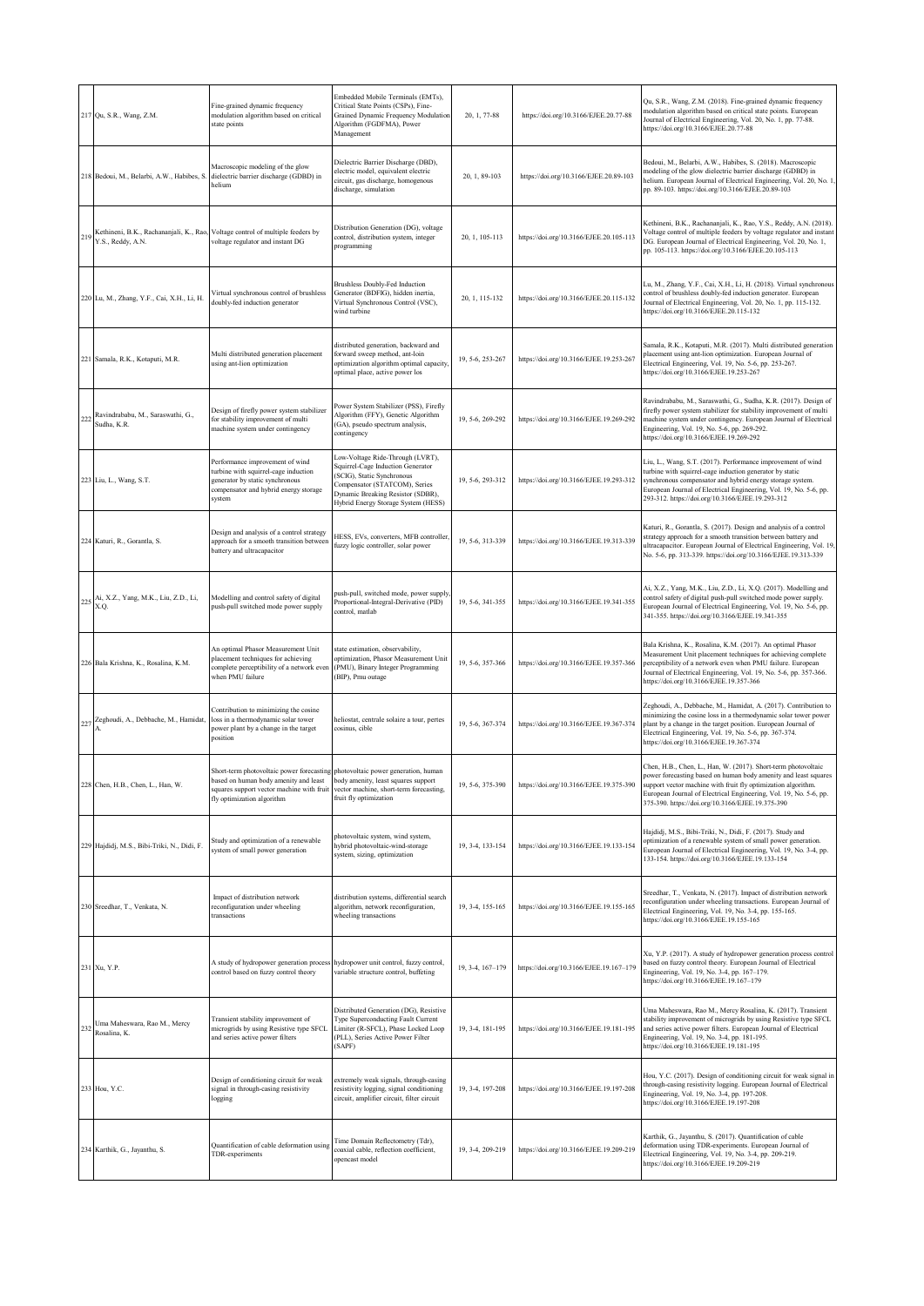| 217 | Qu, S.R., Wang, Z.M. | Fine-grained dynamic frequency modulation algorithm based on critical state points | Embedded Mobile Terminals (EMTs), Critical State Points (CSPs), Fine-Grained Dynamic Frequency Modulation Algorithm (FGDFMA), Power Management | 20, 1, 77-88 | https://doi.org/10.3166/EJEE.20.77-88 | Qu, S.R., Wang, Z.M. (2018). Fine-grained dynamic frequency modulation algorithm based on critical state points. European Journal of Electrical Engineering, Vol. 20, No. 1, pp. 77-88. https://doi.org/10.3166/EJEE.20.77-88 |
|---|---|---|---|---|---|---|
| 218 | Bedoui, M., Belarbi, A.W., Habibes, S. | Macroscopic modeling of the glow dielectric barrier discharge (GDBD) in helium | Dielectric Barrier Discharge (DBD), electric model, equivalent electric circuit, gas discharge, homogenous discharge, simulation | 20, 1, 89-103 | https://doi.org/10.3166/EJEE.20.89-103 | Bedoui, M., Belarbi, A.W., Habibes, S. (2018). Macroscopic modeling of the glow dielectric barrier discharge (GDBD) in helium. European Journal of Electrical Engineering, Vol. 20, No. 1, pp. 89-103. https://doi.org/10.3166/EJEE.20.89-103 |
| 219 | Kethineni, B.K., Rachananjali, K., Rao, Y.S., Reddy, A.N. | Voltage control of multiple feeders by voltage regulator and instant DG | Distribution Generation (DG), voltage control, distribution system, integer programming | 20, 1, 105-113 | https://doi.org/10.3166/EJEE.20.105-113 | Kethineni, B.K., Rachananjali, K., Rao, Y.S., Reddy, A.N. (2018). Voltage control of multiple feeders by voltage regulator and instant DG. European Journal of Electrical Engineering, Vol. 20, No. 1, pp. 105-113. https://doi.org/10.3166/EJEE.20.105-113 |
| 220 | Lu, M., Zhang, Y.F., Cai, X.H., Li, H. | Virtual synchronous control of brushless doubly-fed induction generator | Brushless Doubly-Fed Induction Generator (BDFIG), hidden inertia, Virtual Synchronous Control (VSC), wind turbine | 20, 1, 115-132 | https://doi.org/10.3166/EJEE.20.115-132 | Lu, M., Zhang, Y.F., Cai, X.H., Li, H. (2018). Virtual synchronous control of brushless doubly-fed induction generator. European Journal of Electrical Engineering, Vol. 20, No. 1, pp. 115-132. https://doi.org/10.3166/EJEE.20.115-132 |
| 221 | Samala, R.K., Kotapuri, M.R. | Multi distributed generation placement using ant-lion optimization | distributed generation, backward and forward sweep method, ant-lion optimization algorithm optimal capacity, optimal place, active power los | 19, 5-6, 253-267 | https://doi.org/10.3166/EJEE.19.253-267 | Samala, R.K., Kotapuri, M.R. (2017). Multi distributed generation placement using ant-lion optimization. European Journal of Electrical Engineering, Vol. 19, No. 5-6, pp. 253-267. https://doi.org/10.3166/EJEE.19.253-267 |
| 222 | Ravindrababu, M., Saraswathi, G., Sudha, K.R. | Design of firefly power system stabilizer for stability improvement of multi machine system under contingency | Power System Stabilizer (PSS), Firefly Algorithm (FFY), Genetic Algorithm (GA), pseudo spectrum analysis, contingency | 19, 5-6, 269-292 | https://doi.org/10.3166/EJEE.19.269-292 | Ravindrababu, M., Saraswathi, G., Sudha, K.R. (2017). Design of firefly power system stabilizer for stability improvement of multi machine system under contingency. European Journal of Electrical Engineering, Vol. 19, No. 5-6, pp. 269-292. https://doi.org/10.3166/EJEE.19.269-292 |
| 223 | Liu, L., Wang, S.T. | Performance improvement of wind turbine with squirrel-cage induction generator by static synchronous compensator and hybrid energy storage system | Low-Voltage Ride-Through (LVRT), Squirrel-Cage Induction Generator (SCIG), Static Synchronous Compensator (STATCOM), Series Dynamic Breaking Resistor (SDBR), Hybrid Energy Storage System (HESS) | 19, 5-6, 293-312 | https://doi.org/10.3166/EJEE.19.293-312 | Liu, L., Wang, S.T. (2017). Performance improvement of wind turbine with squirrel-cage induction generator by static synchronous compensator and hybrid energy storage system. European Journal of Electrical Engineering, Vol. 19, No. 5-6, pp. 293-312. https://doi.org/10.3166/EJEE.19.293-312 |
| 224 | Katuri, R., Gorantla, S. | Design and analysis of a control strategy approach for a smooth transition between battery and ultracapacitor | HESS, EVs, converters, MFB controller, fuzzy logic controller, solar power | 19, 5-6, 313-339 | https://doi.org/10.3166/EJEE.19.313-339 | Katuri, R., Gorantla, S. (2017). Design and analysis of a control strategy approach for a smooth transition between battery and ultracapacitor. European Journal of Electrical Engineering, Vol. 19, No. 5-6, pp. 313-339. https://doi.org/10.3166/EJEE.19.313-339 |
| 225 | Ai, X.Z., Yang, M.K., Liu, Z.D., Li, X.Q. | Modelling and control safety of digital push-pull switched mode power supply | push-pull, switched mode, power supply, Proportional-Integral-Derivative (PID) control, matlab | 19, 5-6, 341-355 | https://doi.org/10.3166/EJEE.19.341-355 | Ai, X.Z., Yang, M.K., Liu, Z.D., Li, X.Q. (2017). Modelling and control safety of digital push-pull switched mode power supply. European Journal of Electrical Engineering, Vol. 19, No. 5-6, pp. 341-355. https://doi.org/10.3166/EJEE.19.341-355 |
| 226 | Bala Krishna, K., Rosalina, K.M. | An optimal Phasor Measurement Unit placement techniques for achieving complete perceptibility of a network even when PMU failure | state estimation, observability, optimization, Phasor Measurement Unit (PMU), Binary Integer Programming (BIP), Pmu outage | 19, 5-6, 357-366 | https://doi.org/10.3166/EJEE.19.357-366 | Bala Krishna, K., Rosalina, K.M. (2017). An optimal Phasor Measurement Unit placement techniques for achieving complete perceptibility of a network even when PMU failure. European Journal of Electrical Engineering, Vol. 19, No. 5-6, pp. 357-366. https://doi.org/10.3166/EJEE.19.357-366 |
| 227 | Zeghoudi, A., Debbache, M., Hamidat, A. | Contribution to minimizing the cosine loss in a thermodynamic solar tower power plant by a change in the target position | heliostat, centrale solaire a tour, pertes cosinus, cible | 19, 5-6, 367-374 | https://doi.org/10.3166/EJEE.19.367-374 | Zeghoudi, A., Debbache, M., Hamidat, A. (2017). Contribution to minimizing the cosine loss in a thermodynamic solar tower power plant by a change in the target position. European Journal of Electrical Engineering, Vol. 19, No. 5-6, pp. 367-374. https://doi.org/10.3166/EJEE.19.367-374 |
| 228 | Chen, H.B., Chen, L., Han, W. | Short-term photovoltaic power forecasting based on human body amenity and least squares support vector machine with fruit fly optimization algorithm | photovoltaic power generation, human body amenity, least squares support vector machine, short-term forecasting, fruit fly optimization | 19, 5-6, 375-390 | https://doi.org/10.3166/EJEE.19.375-390 | Chen, H.B., Chen, L., Han, W. (2017). Short-term photovoltaic power forecasting based on human body amenity and least squares support vector machine with fruit fly optimization algorithm. European Journal of Electrical Engineering, Vol. 19, No. 5-6, pp. 375-390. https://doi.org/10.3166/EJEE.19.375-390 |
| 229 | Hajdidj, M.S., Bibi-Triki, N., Didi, F. | Study and optimization of a renewable system of small power generation | photovoltaic system, wind system, hybrid photovoltaic-wind-storage system, sizing, optimization | 19, 3-4, 133-154 | https://doi.org/10.3166/EJEE.19.133-154 | Hajdidj, M.S., Bibi-Triki, N., Didi, F. (2017). Study and optimization of a renewable system of small power generation. European Journal of Electrical Engineering, Vol. 19, No. 3-4, pp. 133-154. https://doi.org/10.3166/EJEE.19.133-154 |
| 230 | Sreedhar, T., Venkata, N. | Impact of distribution network reconfiguration under wheeling transactions | distribution systems, differential search algorithm, network reconfiguration, wheeling transactions | 19, 3-4, 155-165 | https://doi.org/10.3166/EJEE.19.155-165 | Sreedhar, T., Venkata, N. (2017). Impact of distribution network reconfiguration under wheeling transactions. European Journal of Electrical Engineering, Vol. 19, No. 3-4, pp. 155-165. https://doi.org/10.3166/EJEE.19.155-165 |
| 231 | Xu, Y.P. | A study of hydropower generation process control based on fuzzy control theory | hydropower unit control, fuzzy control, variable structure control, buffeting | 19, 3-4, 167–179 | https://doi.org/10.3166/EJEE.19.167–179 | Xu, Y.P. (2017). A study of hydropower generation process control based on fuzzy control theory. European Journal of Electrical Engineering, Vol. 19, No. 3-4, pp. 167–179. https://doi.org/10.3166/EJEE.19.167–179 |
| 232 | Uma Maheswara, Rao M., Mercy Rosalina, K. | Transient stability improvement of microgrids by using Resistive type SFCL and series active power filters | Distributed Generation (DG), Resistive Type Superconducting Fault Current Limiter (R-SFCL), Phase Locked Loop (PLL), Series Active Power Filter (SAPF) | 19, 3-4, 181-195 | https://doi.org/10.3166/EJEE.19.181-195 | Uma Maheswara, Rao M., Mercy Rosalina, K. (2017). Transient stability improvement of microgrids by using Resistive type SFCL and series active power filters. European Journal of Electrical Engineering, Vol. 19, No. 3-4, pp. 181-195. https://doi.org/10.3166/EJEE.19.181-195 |
| 233 | Hou, Y.C. | Design of conditioning circuit for weak signal in through-casing resistivity logging | extremely weak signals, through-casing resistivity logging, signal conditioning circuit, amplifier circuit, filter circuit | 19, 3-4, 197-208 | https://doi.org/10.3166/EJEE.19.197-208 | Hou, Y.C. (2017). Design of conditioning circuit for weak signal in through-casing resistivity logging. European Journal of Electrical Engineering, Vol. 19, No. 3-4, pp. 197-208. https://doi.org/10.3166/EJEE.19.197-208 |
| 234 | Karthik, G., Jayanthu, S. | Quantification of cable deformation using TDR-experiments | Time Domain Reflectometry (Tdr), coaxial cable, reflection coefficient, opencast model | 19, 3-4, 209-219 | https://doi.org/10.3166/EJEE.19.209-219 | Karthik, G., Jayanthu, S. (2017). Quantification of cable deformation using TDR-experiments. European Journal of Electrical Engineering, Vol. 19, No. 3-4, pp. 209-219. https://doi.org/10.3166/EJEE.19.209-219 |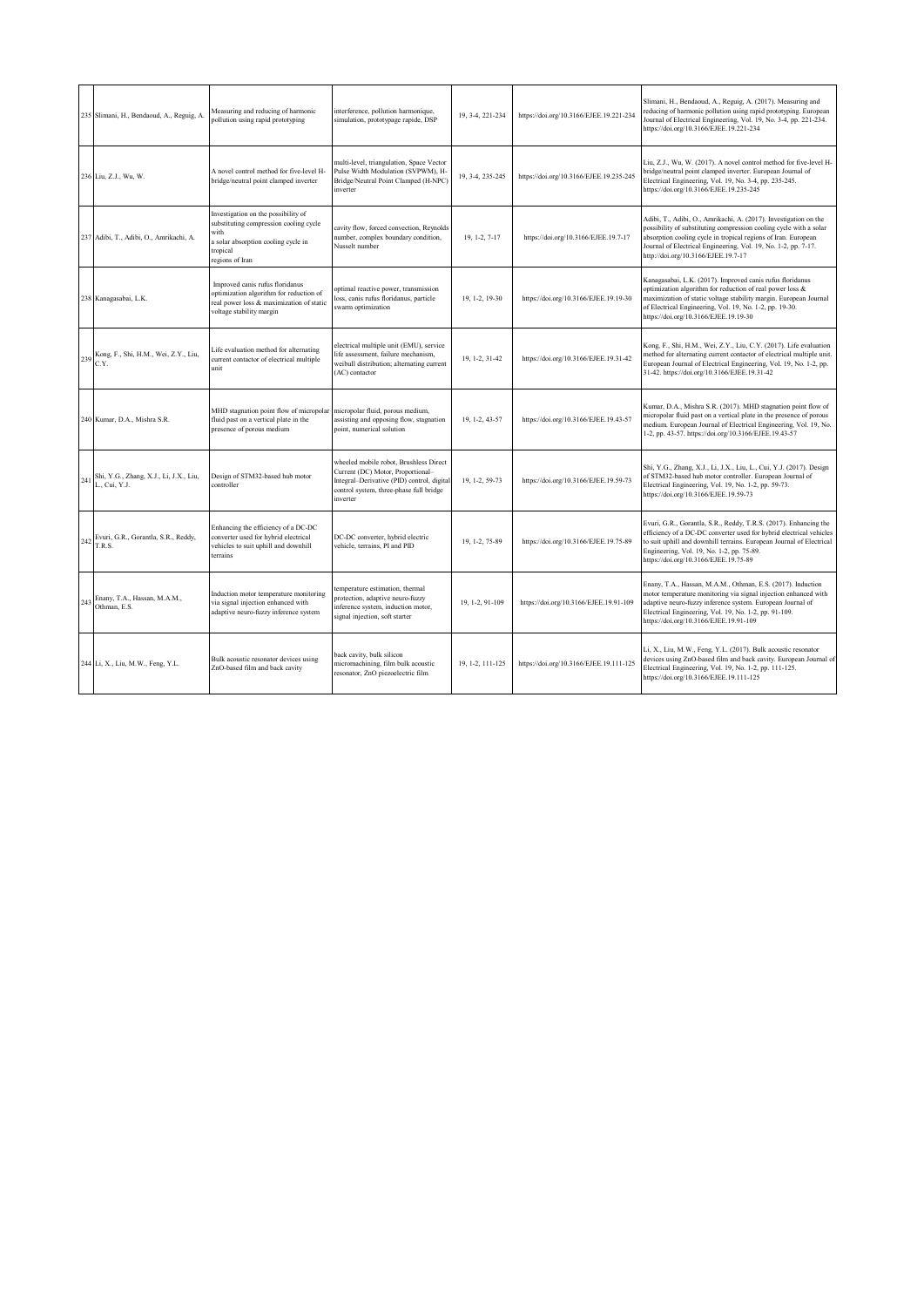| | | | | | | |
|---|---|---|---|---|---|---|
| 235 | Slimani, H., Bendaoud, A., Reguig, A. | Measuring and reducing of harmonic pollution using rapid prototyping | interference, pollution harmonique, simulation, prototypage rapide, DSP | 19, 3-4, 221-234 | https://doi.org/10.3166/EJEE.19.221-234 | Slimani, H., Bendaoud, A., Reguig, A. (2017). Measuring and reducing of harmonic pollution using rapid prototyping. European Journal of Electrical Engineering, Vol. 19, No. 3-4, pp. 221-234. https://doi.org/10.3166/EJEE.19.221-234 |
| 236 | Liu, Z.J., Wu, W. | A novel control method for five-level H-bridge/neutral point clamped inverter | multi-level, triangulation, Space Vector Pulse Width Modulation (SVPWM), H-Bridge/Neutral Point Clamped (H-NPC) inverter | 19, 3-4, 235-245 | https://doi.org/10.3166/EJEE.19.235-245 | Liu, Z.J., Wu, W. (2017). A novel control method for five-level H-bridge/neutral point clamped inverter. European Journal of Electrical Engineering, Vol. 19, No. 3-4, pp. 235-245. https://doi.org/10.3166/EJEE.19.235-245 |
| 237 | Adibi, T., Adibi, O., Amrikachi, A. | Investigation on the possibility of substituting compression cooling cycle with a solar absorption cooling cycle in tropical regions of Iran | cavity flow, forced convection, Reynolds number, complex boundary condition, Nusselt number | 19, 1-2, 7-17 | https://doi.org/10.3166/EJEE.19.7-17 | Adibi, T., Adibi, O., Amrikachi, A. (2017). Investigation on the possibility of substituting compression cooling cycle with a solar absorption cooling cycle in tropical regions of Iran. European Journal of Electrical Engineering, Vol. 19, No. 1-2, pp. 7-17. http://doi.org/10.3166/EJEE.19.7-17 |
| 238 | Kanagasabai, L.K. | Improved canis rufus floridanus optimization algorithm for reduction of real power loss & maximization of static voltage stability margin | optimal reactive power, transmission loss, canis rufus floridanus, particle swarm optimization | 19, 1-2, 19-30 | https://doi.org/10.3166/EJEE.19.19-30 | Kanagasabai, L.K. (2017). Improved canis rufus floridanus optimization algorithm for reduction of real power loss & maximization of static voltage stability margin. European Journal of Electrical Engineering, Vol. 19, No. 1-2, pp. 19-30. https://doi.org/10.3166/EJEE.19.19-30 |
| 239 | Kong, F., Shi, H.M., Wei, Z.Y., Liu, C.Y. | Life evaluation method for alternating current contactor of electrical multiple unit | electrical multiple unit (EMU), service life assessment, failure mechanism, weibull distribution; alternating current (AC) contactor | 19, 1-2, 31-42 | https://doi.org/10.3166/EJEE.19.31-42 | Kong, F., Shi, H.M., Wei, Z.Y., Liu, C.Y. (2017). Life evaluation method for alternating current contactor of electrical multiple unit. European Journal of Electrical Engineering, Vol. 19, No. 1-2, pp. 31-42. https://doi.org/10.3166/EJEE.19.31-42 |
| 240 | Kumar, D.A., Mishra S.R. | MHD stagnation point flow of micropolar fluid past on a vertical plate in the presence of porous medium | micropolar fluid, porous medium, assisting and opposing flow, stagnation point, numerical solution | 19, 1-2, 43-57 | https://doi.org/10.3166/EJEE.19.43-57 | Kumar, D.A., Mishra S.R. (2017). MHD stagnation point flow of micropolar fluid past on a vertical plate in the presence of porous medium. European Journal of Electrical Engineering, Vol. 19, No. 1-2, pp. 43-57. https://doi.org/10.3166/EJEE.19.43-57 |
| 241 | Shi, Y.G., Zhang, X.J., Li, J.X., Liu, L., Cui, Y.J. | Design of STM32-based hub motor controller | wheeled mobile robot, Brushless Direct Current (DC) Motor, Proportional–Integral–Derivative (PID) control, digital control system, three-phase full bridge inverter | 19, 1-2, 59-73 | https://doi.org/10.3166/EJEE.19.59-73 | Shi, Y.G., Zhang, X.J., Li, J.X., Liu, L., Cui, Y.J. (2017). Design of STM32-based hub motor controller. European Journal of Electrical Engineering, Vol. 19, No. 1-2, pp. 59-73. https://doi.org/10.3166/EJEE.19.59-73 |
| 242 | Evuri, G.R., Gorantla, S.R., Reddy, T.R.S. | Enhancing the efficiency of a DC-DC converter used for hybrid electrical vehicles to suit uphill and downhill terrains | DC-DC converter, hybrid electric vehicle, terrains, PI and PID | 19, 1-2, 75-89 | https://doi.org/10.3166/EJEE.19.75-89 | Evuri, G.R., Gorantla, S.R., Reddy, T.R.S. (2017). Enhancing the efficiency of a DC-DC converter used for hybrid electrical vehicles to suit uphill and downhill terrains. European Journal of Electrical Engineering, Vol. 19, No. 1-2, pp. 75-89. https://doi.org/10.3166/EJEE.19.75-89 |
| 243 | Enany, T.A., Hassan, M.A.M., Othman, E.S. | Induction motor temperature monitoring via signal injection enhanced with adaptive neuro-fuzzy inference system | temperature estimation, thermal protection, adaptive neuro-fuzzy inference system, induction motor, signal injection, soft starter | 19, 1-2, 91-109 | https://doi.org/10.3166/EJEE.19.91-109 | Enany, T.A., Hassan, M.A.M., Othman, E.S. (2017). Induction motor temperature monitoring via signal injection enhanced with adaptive neuro-fuzzy inference system. European Journal of Electrical Engineering, Vol. 19, No. 1-2, pp. 91-109. https://doi.org/10.3166/EJEE.19.91-109 |
| 244 | Li, X., Liu, M.W., Feng, Y.L. | Bulk acoustic resonator devices using ZnO-based film and back cavity | back cavity, bulk silicon micromachining, film bulk acoustic resonator, ZnO piezoelectric film | 19, 1-2, 111-125 | https://doi.org/10.3166/EJEE.19.111-125 | Li, X., Liu, M.W., Feng, Y.L. (2017). Bulk acoustic resonator devices using ZnO-based film and back cavity. European Journal of Electrical Engineering, Vol. 19, No. 1-2, pp. 111-125. https://doi.org/10.3166/EJEE.19.111-125 |